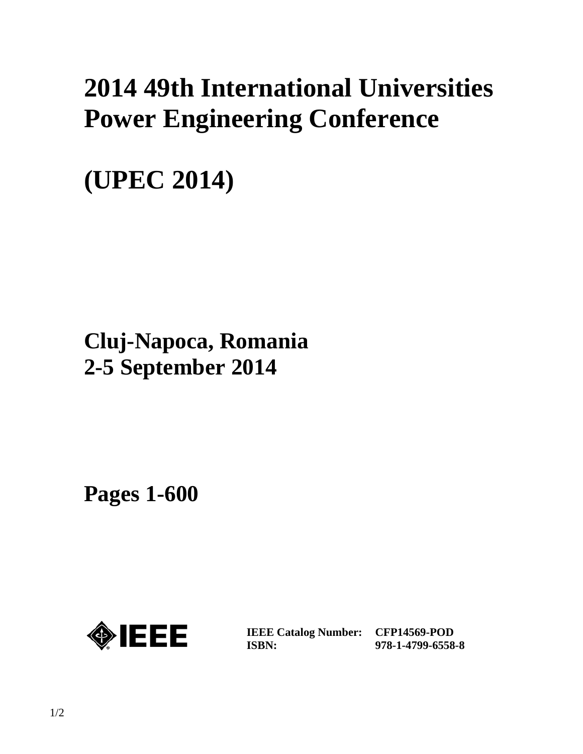# 2014 49th International Universities Power Engineering Conference

# (UPEC 2014)

## Cluj-Napoca, Romania
## 2-5 September 2014

## Pages 1-600

IEEE

| | |
|---|---|
| **IEEE Catalog Number:** | **CFP14569-POD** |
| **ISBN:** | **978-1-4799-6558-8** |

1/2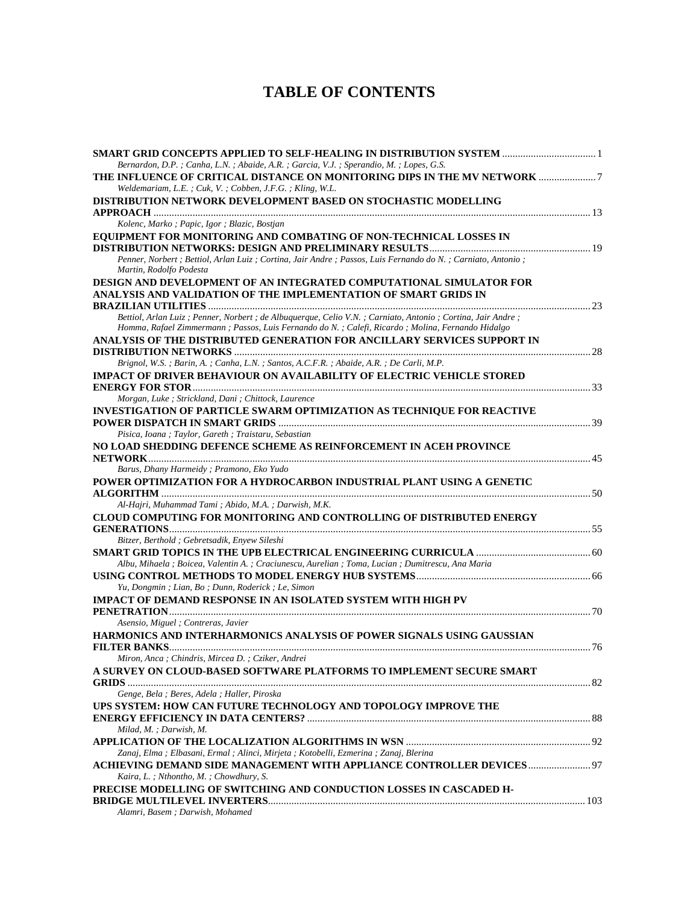# TABLE OF CONTENTS

**SMART GRID CONCEPTS APPLIED TO SELF-HEALING IN DISTRIBUTION SYSTEM** ... 1
*Bernardon, D.P. ; Canha, L.N. ; Abaide, A.R. ; Garcia, V.J. ; Sperandio, M. ; Lopes, G.S.*

**THE INFLUENCE OF CRITICAL DISTANCE ON MONITORING DIPS IN THE MV NETWORK** ... 7
*Weldemariam, L.E. ; Cuk, V. ; Cobben, J.F.G. ; Kling, W.L.*

**DISTRIBUTION NETWORK DEVELOPMENT BASED ON STOCHASTIC MODELLING APPROACH** ... 13
*Kolenc, Marko ; Papic, Igor ; Blazic, Bostjan*

**EQUIPMENT FOR MONITORING AND COMBATING OF NON-TECHNICAL LOSSES IN DISTRIBUTION NETWORKS: DESIGN AND PRELIMINARY RESULTS** ... 19
*Penner, Norbert ; Bettiol, Arlan Luiz ; Cortina, Jair Andre ; Passos, Luis Fernando do N. ; Carniato, Antonio ; Martin, Rodolfo Podesta*

**DESIGN AND DEVELOPMENT OF AN INTEGRATED COMPUTATIONAL SIMULATOR FOR ANALYSIS AND VALIDATION OF THE IMPLEMENTATION OF SMART GRIDS IN BRAZILIAN UTILITIES** ... 23
*Bettiol, Arlan Luiz ; Penner, Norbert ; de Albuquerque, Celio V.N. ; Carniato, Antonio ; Cortina, Jair Andre ; Homma, Rafael Zimmermann ; Passos, Luis Fernando do N. ; Calefi, Ricardo ; Molina, Fernando Hidalgo*

**ANALYSIS OF THE DISTRIBUTED GENERATION FOR ANCILLARY SERVICES SUPPORT IN DISTRIBUTION NETWORKS** ... 28
*Brignol, W.S. ; Barin, A. ; Canha, L.N. ; Santos, A.C.F.R. ; Abaide, A.R. ; De Carli, M.P.*

**IMPACT OF DRIVER BEHAVIOUR ON AVAILABILITY OF ELECTRIC VEHICLE STORED ENERGY FOR STOR** ... 33
*Morgan, Luke ; Strickland, Dani ; Chittock, Laurence*

**INVESTIGATION OF PARTICLE SWARM OPTIMIZATION AS TECHNIQUE FOR REACTIVE POWER DISPATCH IN SMART GRIDS** ... 39
*Pisica, Ioana ; Taylor, Gareth ; Traistaru, Sebastian*

**NO LOAD SHEDDING DEFENCE SCHEME AS REINFORCEMENT IN ACEH PROVINCE NETWORK** ... 45
*Barus, Dhany Harmeidy ; Pramono, Eko Yudo*

**POWER OPTIMIZATION FOR A HYDROCARBON INDUSTRIAL PLANT USING A GENETIC ALGORITHM** ... 50
*Al-Hajri, Muhammad Tami ; Abido, M.A. ; Darwish, M.K.*

**CLOUD COMPUTING FOR MONITORING AND CONTROLLING OF DISTRIBUTED ENERGY GENERATIONS** ... 55
*Bitzer, Berthold ; Gebretsadik, Enyew Sileshi*

**SMART GRID TOPICS IN THE UPB ELECTRICAL ENGINEERING CURRICULA** ... 60
*Albu, Mihaela ; Boicea, Valentin A. ; Craciunescu, Aurelian ; Toma, Lucian ; Dumitrescu, Ana Maria*

**USING CONTROL METHODS TO MODEL ENERGY HUB SYSTEMS** ... 66
*Yu, Dongmin ; Lian, Bo ; Dunn, Roderick ; Le, Simon*

**IMPACT OF DEMAND RESPONSE IN AN ISOLATED SYSTEM WITH HIGH PV PENETRATION** ... 70
*Asensio, Miguel ; Contreras, Javier*

**HARMONICS AND INTERHARMONICS ANALYSIS OF POWER SIGNALS USING GAUSSIAN FILTER BANKS** ... 76
*Miron, Anca ; Chindris, Mircea D. ; Cziker, Andrei*

**A SURVEY ON CLOUD-BASED SOFTWARE PLATFORMS TO IMPLEMENT SECURE SMART GRIDS** ... 82
*Genge, Bela ; Beres, Adela ; Haller, Piroska*

**UPS SYSTEM: HOW CAN FUTURE TECHNOLOGY AND TOPOLOGY IMPROVE THE ENERGY EFFICIENCY IN DATA CENTERS?** ... 88
*Milad, M. ; Darwish, M.*

**APPLICATION OF THE LOCALIZATION ALGORITHMS IN WSN** ... 92
*Zanaj, Elma ; Elbasani, Ermal ; Alinci, Mirjeta ; Kotobelli, Ezmerina ; Zanaj, Blerina*

**ACHIEVING DEMAND SIDE MANAGEMENT WITH APPLIANCE CONTROLLER DEVICES** ... 97
*Kaira, L. ; Nthontho, M. ; Chowdhury, S.*

**PRECISE MODELLING OF SWITCHING AND CONDUCTION LOSSES IN CASCADED H-BRIDGE MULTILEVEL INVERTERS** ... 103
*Alamri, Basem ; Darwish, Mohamed*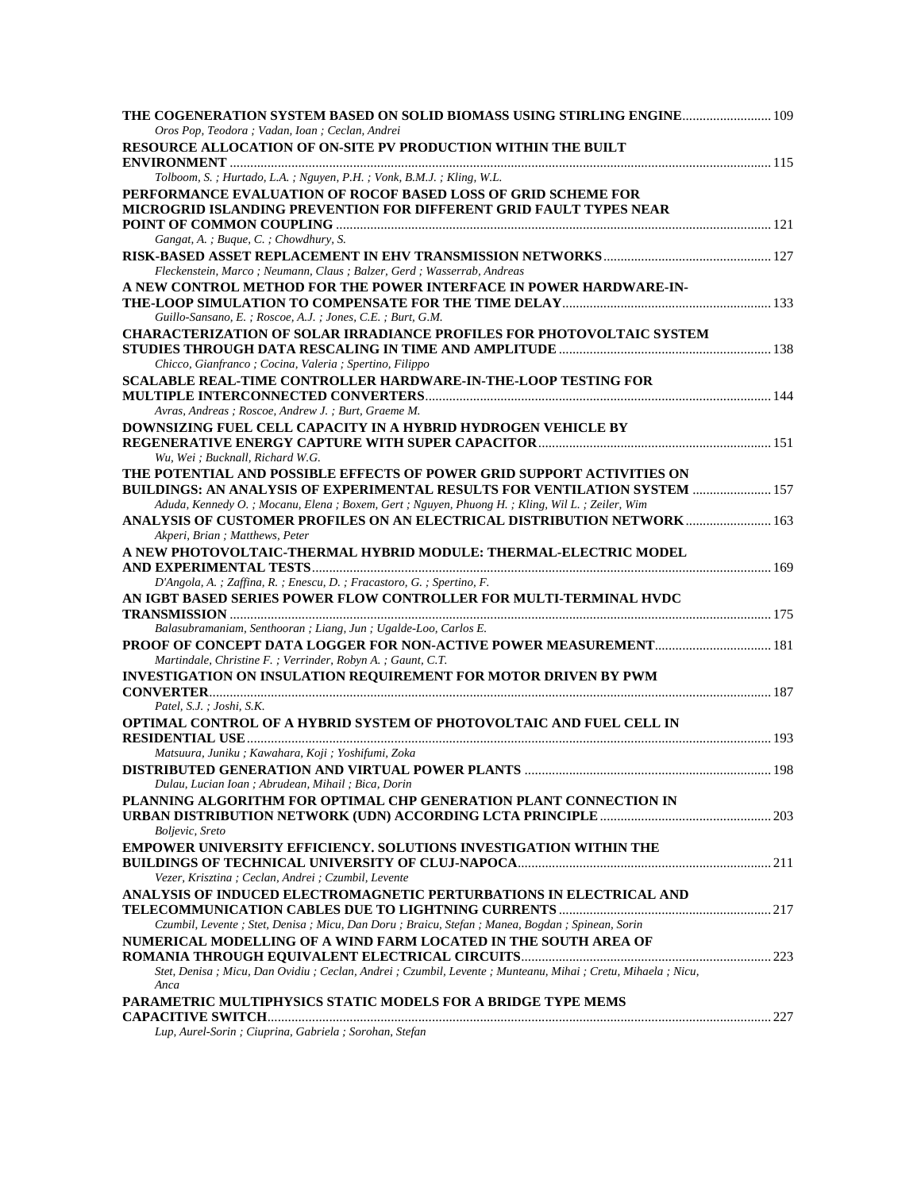**THE COGENERATION SYSTEM BASED ON SOLID BIOMASS USING STIRLING ENGINE** ........................ 109
*Oros Pop, Teodora ; Vadan, Ioan ; Ceclan, Andrei*

**RESOURCE ALLOCATION OF ON-SITE PV PRODUCTION WITHIN THE BUILT ENVIRONMENT** ........................ 115
*Tolboom, S. ; Hurtado, L.A. ; Nguyen, P.H. ; Vonk, B.M.J. ; Kling, W.L.*

**PERFORMANCE EVALUATION OF ROCOF BASED LOSS OF GRID SCHEME FOR MICROGRID ISLANDING PREVENTION FOR DIFFERENT GRID FAULT TYPES NEAR POINT OF COMMON COUPLING** ........................ 121
*Gangat, A. ; Buque, C. ; Chowdhury, S.*

**RISK-BASED ASSET REPLACEMENT IN EHV TRANSMISSION NETWORKS** ........................ 127
*Fleckenstein, Marco ; Neumann, Claus ; Balzer, Gerd ; Wasserrab, Andreas*

**A NEW CONTROL METHOD FOR THE POWER INTERFACE IN POWER HARDWARE-IN-THE-LOOP SIMULATION TO COMPENSATE FOR THE TIME DELAY** ........................ 133
*Guillo-Sansano, E. ; Roscoe, A.J. ; Jones, C.E. ; Burt, G.M.*

**CHARACTERIZATION OF SOLAR IRRADIANCE PROFILES FOR PHOTOVOLTAIC SYSTEM STUDIES THROUGH DATA RESCALING IN TIME AND AMPLITUDE** ........................ 138
*Chicco, Gianfranco ; Cocina, Valeria ; Spertino, Filippo*

**SCALABLE REAL-TIME CONTROLLER HARDWARE-IN-THE-LOOP TESTING FOR MULTIPLE INTERCONNECTED CONVERTERS** ........................ 144
*Avras, Andreas ; Roscoe, Andrew J. ; Burt, Graeme M.*

**DOWNSIZING FUEL CELL CAPACITY IN A HYBRID HYDROGEN VEHICLE BY REGENERATIVE ENERGY CAPTURE WITH SUPER CAPACITOR** ........................ 151
*Wu, Wei ; Bucknall, Richard W.G.*

**THE POTENTIAL AND POSSIBLE EFFECTS OF POWER GRID SUPPORT ACTIVITIES ON BUILDINGS: AN ANALYSIS OF EXPERIMENTAL RESULTS FOR VENTILATION SYSTEM** ........................ 157
*Aduda, Kennedy O. ; Mocanu, Elena ; Boxem, Gert ; Nguyen, Phuong H. ; Kling, Wil L. ; Zeiler, Wim*

**ANALYSIS OF CUSTOMER PROFILES ON AN ELECTRICAL DISTRIBUTION NETWORK** ........................ 163
*Akperi, Brian ; Matthews, Peter*

**A NEW PHOTOVOLTAIC-THERMAL HYBRID MODULE: THERMAL-ELECTRIC MODEL AND EXPERIMENTAL TESTS** ........................ 169
*D'Angola, A. ; Zaffina, R. ; Enescu, D. ; Fracastoro, G. ; Spertino, F.*

**AN IGBT BASED SERIES POWER FLOW CONTROLLER FOR MULTI-TERMINAL HVDC TRANSMISSION** ........................ 175
*Balasubramaniam, Senthooran ; Liang, Jun ; Ugalde-Loo, Carlos E.*

**PROOF OF CONCEPT DATA LOGGER FOR NON-ACTIVE POWER MEASUREMENT** ........................ 181
*Martindale, Christine F. ; Verrinder, Robyn A. ; Gaunt, C.T.*

**INVESTIGATION ON INSULATION REQUIREMENT FOR MOTOR DRIVEN BY PWM CONVERTER** ........................ 187
*Patel, S.J. ; Joshi, S.K.*

**OPTIMAL CONTROL OF A HYBRID SYSTEM OF PHOTOVOLTAIC AND FUEL CELL IN RESIDENTIAL USE** ........................ 193
*Matsuura, Juniku ; Kawahara, Koji ; Yoshifumi, Zoka*

**DISTRIBUTED GENERATION AND VIRTUAL POWER PLANTS** ........................ 198
*Dulau, Lucian Ioan ; Abrudean, Mihail ; Bica, Dorin*

**PLANNING ALGORITHM FOR OPTIMAL CHP GENERATION PLANT CONNECTION IN URBAN DISTRIBUTION NETWORK (UDN) ACCORDING LCTA PRINCIPLE** ........................ 203
*Boljevic, Sreto*

**EMPOWER UNIVERSITY EFFICIENCY. SOLUTIONS INVESTIGATION WITHIN THE BUILDINGS OF TECHNICAL UNIVERSITY OF CLUJ-NAPOCA** ........................ 211
*Vezer, Krisztina ; Ceclan, Andrei ; Czumbil, Levente*

**ANALYSIS OF INDUCED ELECTROMAGNETIC PERTURBATIONS IN ELECTRICAL AND TELECOMMUNICATION CABLES DUE TO LIGHTNING CURRENTS** ........................ 217
*Czumbil, Levente ; Stet, Denisa ; Micu, Dan Doru ; Braicu, Stefan ; Manea, Bogdan ; Spinean, Sorin*

**NUMERICAL MODELLING OF A WIND FARM LOCATED IN THE SOUTH AREA OF ROMANIA THROUGH EQUIVALENT ELECTRICAL CIRCUITS** ........................ 223
*Stet, Denisa ; Micu, Dan Ovidiu ; Ceclan, Andrei ; Czumbil, Levente ; Munteanu, Mihai ; Cretu, Mihaela ; Nicu, Anca*

**PARAMETRIC MULTIPHYSICS STATIC MODELS FOR A BRIDGE TYPE MEMS CAPACITIVE SWITCH** ........................ 227
*Lup, Aurel-Sorin ; Ciuprina, Gabriela ; Sorohan, Stefan*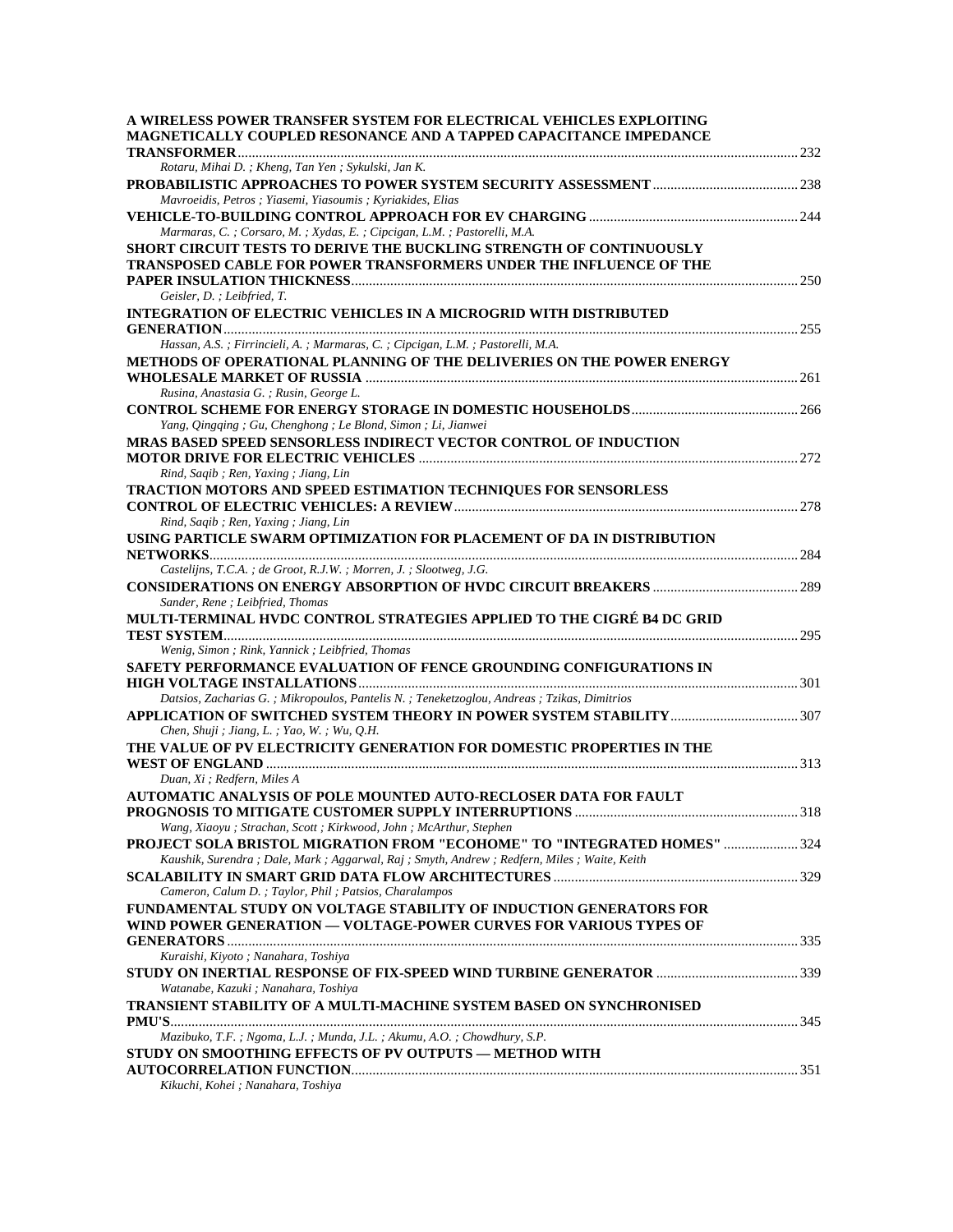**A WIRELESS POWER TRANSFER SYSTEM FOR ELECTRICAL VEHICLES EXPLOITING MAGNETICALLY COUPLED RESONANCE AND A TAPPED CAPACITANCE IMPEDANCE TRANSFORMER** ........ 232
*Rotaru, Mihai D. ; Kheng, Tan Yen ; Sykulski, Jan K.*

**PROBABILISTIC APPROACHES TO POWER SYSTEM SECURITY ASSESSMENT** ........ 238
*Mavroeidis, Petros ; Yiasemi, Yiasoumis ; Kyriakides, Elias*

**VEHICLE-TO-BUILDING CONTROL APPROACH FOR EV CHARGING** ........ 244
*Marmaras, C. ; Corsaro, M. ; Xydas, E. ; Cipcigan, L.M. ; Pastorelli, M.A.*

**SHORT CIRCUIT TESTS TO DERIVE THE BUCKLING STRENGTH OF CONTINUOUSLY TRANSPOSED CABLE FOR POWER TRANSFORMERS UNDER THE INFLUENCE OF THE PAPER INSULATION THICKNESS** ........ 250
*Geisler, D. ; Leibfried, T.*

**INTEGRATION OF ELECTRIC VEHICLES IN A MICROGRID WITH DISTRIBUTED GENERATION** ........ 255
*Hassan, A.S. ; Firrincieli, A. ; Marmaras, C. ; Cipcigan, L.M. ; Pastorelli, M.A.*

**METHODS OF OPERATIONAL PLANNING OF THE DELIVERIES ON THE POWER ENERGY WHOLESALE MARKET OF RUSSIA** ........ 261
*Rusina, Anastasia G. ; Rusin, George L.*

**CONTROL SCHEME FOR ENERGY STORAGE IN DOMESTIC HOUSEHOLDS** ........ 266
*Yang, Qingqing ; Gu, Chenghong ; Le Blond, Simon ; Li, Jianwei*

**MRAS BASED SPEED SENSORLESS INDIRECT VECTOR CONTROL OF INDUCTION MOTOR DRIVE FOR ELECTRIC VEHICLES** ........ 272
*Rind, Saqib ; Ren, Yaxing ; Jiang, Lin*

**TRACTION MOTORS AND SPEED ESTIMATION TECHNIQUES FOR SENSORLESS CONTROL OF ELECTRIC VEHICLES: A REVIEW** ........ 278
*Rind, Saqib ; Ren, Yaxing ; Jiang, Lin*

**USING PARTICLE SWARM OPTIMIZATION FOR PLACEMENT OF DA IN DISTRIBUTION NETWORKS** ........ 284
*Castelijns, T.C.A. ; de Groot, R.J.W. ; Morren, J. ; Slootweg, J.G.*

**CONSIDERATIONS ON ENERGY ABSORPTION OF HVDC CIRCUIT BREAKERS** ........ 289
*Sander, Rene ; Leibfried, Thomas*

**MULTI-TERMINAL HVDC CONTROL STRATEGIES APPLIED TO THE CIGRÉ B4 DC GRID TEST SYSTEM** ........ 295
*Wenig, Simon ; Rink, Yannick ; Leibfried, Thomas*

**SAFETY PERFORMANCE EVALUATION OF FENCE GROUNDING CONFIGURATIONS IN HIGH VOLTAGE INSTALLATIONS** ........ 301
*Datsios, Zacharias G. ; Mikropoulos, Pantelis N. ; Teneketzoglou, Andreas ; Tzikas, Dimitrios*

**APPLICATION OF SWITCHED SYSTEM THEORY IN POWER SYSTEM STABILITY** ........ 307
*Chen, Shuji ; Jiang, L. ; Yao, W. ; Wu, Q.H.*

**THE VALUE OF PV ELECTRICITY GENERATION FOR DOMESTIC PROPERTIES IN THE WEST OF ENGLAND** ........ 313
*Duan, Xi ; Redfern, Miles A*

**AUTOMATIC ANALYSIS OF POLE MOUNTED AUTO-RECLOSER DATA FOR FAULT PROGNOSIS TO MITIGATE CUSTOMER SUPPLY INTERRUPTIONS** ........ 318
*Wang, Xiaoyu ; Strachan, Scott ; Kirkwood, John ; McArthur, Stephen*

**PROJECT SOLA BRISTOL MIGRATION FROM "ECOHOME" TO "INTEGRATED HOMES"** ........ 324
*Kaushik, Surendra ; Dale, Mark ; Aggarwal, Raj ; Smyth, Andrew ; Redfern, Miles ; Waite, Keith*

**SCALABILITY IN SMART GRID DATA FLOW ARCHITECTURES** ........ 329
*Cameron, Calum D. ; Taylor, Phil ; Patsios, Charalampos*

**FUNDAMENTAL STUDY ON VOLTAGE STABILITY OF INDUCTION GENERATORS FOR WIND POWER GENERATION — VOLTAGE-POWER CURVES FOR VARIOUS TYPES OF GENERATORS** ........ 335
*Kuraishi, Kiyoto ; Nanahara, Toshiya*

**STUDY ON INERTIAL RESPONSE OF FIX-SPEED WIND TURBINE GENERATOR** ........ 339
*Watanabe, Kazuki ; Nanahara, Toshiya*

**TRANSIENT STABILITY OF A MULTI-MACHINE SYSTEM BASED ON SYNCHRONISED PMU'S** ........ 345
*Mazibuko, T.F. ; Ngoma, L.J. ; Munda, J.L. ; Akumu, A.O. ; Chowdhury, S.P.*

**STUDY ON SMOOTHING EFFECTS OF PV OUTPUTS — METHOD WITH AUTOCORRELATION FUNCTION** ........ 351
*Kikuchi, Kohei ; Nanahara, Toshiya*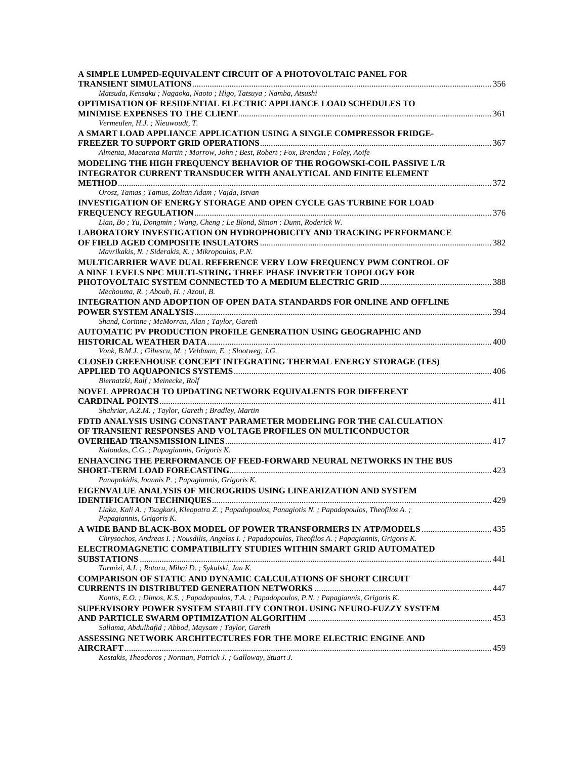**A SIMPLE LUMPED-EQUIVALENT CIRCUIT OF A PHOTOVOLTAIC PANEL FOR TRANSIENT SIMULATIONS** ........ 356
*Matsuda, Kensaku ; Nagaoka, Naoto ; Higo, Tatsuya ; Namba, Atsushi*

**OPTIMISATION OF RESIDENTIAL ELECTRIC APPLIANCE LOAD SCHEDULES TO MINIMISE EXPENSES TO THE CLIENT** ........ 361
*Vermeulen, H.J. ; Nieuwoudt, T.*

**A SMART LOAD APPLIANCE APPLICATION USING A SINGLE COMPRESSOR FRIDGE-FREEZER TO SUPPORT GRID OPERATIONS** ........ 367
*Almenta, Macarena Martin ; Morrow, John ; Best, Robert ; Fox, Brendan ; Foley, Aoife*

**MODELING THE HIGH FREQUENCY BEHAVIOR OF THE ROGOWSKI-COIL PASSIVE L/R INTEGRATOR CURRENT TRANSDUCER WITH ANALYTICAL AND FINITE ELEMENT METHOD** ........ 372
*Orosz, Tamas ; Tamus, Zoltan Adam ; Vajda, Istvan*

**INVESTIGATION OF ENERGY STORAGE AND OPEN CYCLE GAS TURBINE FOR LOAD FREQUENCY REGULATION** ........ 376
*Lian, Bo ; Yu, Dongmin ; Wang, Cheng ; Le Blond, Simon ; Dunn, Roderick W.*

**LABORATORY INVESTIGATION ON HYDROPHOBICITY AND TRACKING PERFORMANCE OF FIELD AGED COMPOSITE INSULATORS** ........ 382
*Mavrikakis, N. ; Siderakis, K. ; Mikropoulos, P.N.*

**MULTICARRIER WAVE DUAL REFERENCE VERY LOW FREQUENCY PWM CONTROL OF A NINE LEVELS NPC MULTI-STRING THREE PHASE INVERTER TOPOLOGY FOR PHOTOVOLTAIC SYSTEM CONNECTED TO A MEDIUM ELECTRIC GRID** ........ 388
*Mechouma, R. ; Aboub, H. ; Azoui, B.*

**INTEGRATION AND ADOPTION OF OPEN DATA STANDARDS FOR ONLINE AND OFFLINE POWER SYSTEM ANALYSIS** ........ 394
*Shand, Corinne ; McMorran, Alan ; Taylor, Gareth*

**AUTOMATIC PV PRODUCTION PROFILE GENERATION USING GEOGRAPHIC AND HISTORICAL WEATHER DATA** ........ 400
*Vonk, B.M.J. ; Gibescu, M. ; Veldman, E. ; Slootweg, J.G.*

**CLOSED GREENHOUSE CONCEPT INTEGRATING THERMAL ENERGY STORAGE (TES) APPLIED TO AQUAPONICS SYSTEMS** ........ 406
*Biernatzki, Ralf ; Meinecke, Rolf*

**NOVEL APPROACH TO UPDATING NETWORK EQUIVALENTS FOR DIFFERENT CARDINAL POINTS** ........ 411
*Shahriar, A.Z.M. ; Taylor, Gareth ; Bradley, Martin*

**FDTD ANALYSIS USING CONSTANT PARAMETER MODELING FOR THE CALCULATION OF TRANSIENT RESPONSES AND VOLTAGE PROFILES ON MULTICONDUCTOR OVERHEAD TRANSMISSION LINES** ........ 417
*Kaloudas, C.G. ; Papagiannis, Grigoris K.*

**ENHANCING THE PERFORMANCE OF FEED-FORWARD NEURAL NETWORKS IN THE BUS SHORT-TERM LOAD FORECASTING** ........ 423
*Panapakidis, Ioannis P. ; Papagiannis, Grigoris K.*

**EIGENVALUE ANALYSIS OF MICROGRIDS USING LINEARIZATION AND SYSTEM IDENTIFICATION TECHNIQUES** ........ 429
*Liaka, Kali A. ; Tsagkari, Kleopatra Z. ; Papadopoulos, Panagiotis N. ; Papadopoulos, Theofilos A. ; Papagiannis, Grigoris K.*

**A WIDE BAND BLACK-BOX MODEL OF POWER TRANSFORMERS IN ATP/MODELS** ........ 435
*Chrysochos, Andreas I. ; Nousdilis, Angelos I. ; Papadopoulos, Theofilos A. ; Papagiannis, Grigoris K.*

**ELECTROMAGNETIC COMPATIBILITY STUDIES WITHIN SMART GRID AUTOMATED SUBSTATIONS** ........ 441
*Tarmizi, A.I. ; Rotaru, Mihai D. ; Sykulski, Jan K.*

**COMPARISON OF STATIC AND DYNAMIC CALCULATIONS OF SHORT CIRCUIT CURRENTS IN DISTRIBUTED GENERATION NETWORKS** ........ 447
*Kontis, E.O. ; Dimos, K.S. ; Papadopoulos, T.A. ; Papadopoulos, P.N. ; Papagiannis, Grigoris K.*

**SUPERVISORY POWER SYSTEM STABILITY CONTROL USING NEURO-FUZZY SYSTEM AND PARTICLE SWARM OPTIMIZATION ALGORITHM** ........ 453
*Sallama, Abdulhafid ; Abbod, Maysam ; Taylor, Gareth*

**ASSESSING NETWORK ARCHITECTURES FOR THE MORE ELECTRIC ENGINE AND AIRCRAFT** ........ 459
*Kostakis, Theodoros ; Norman, Patrick J. ; Galloway, Stuart J.*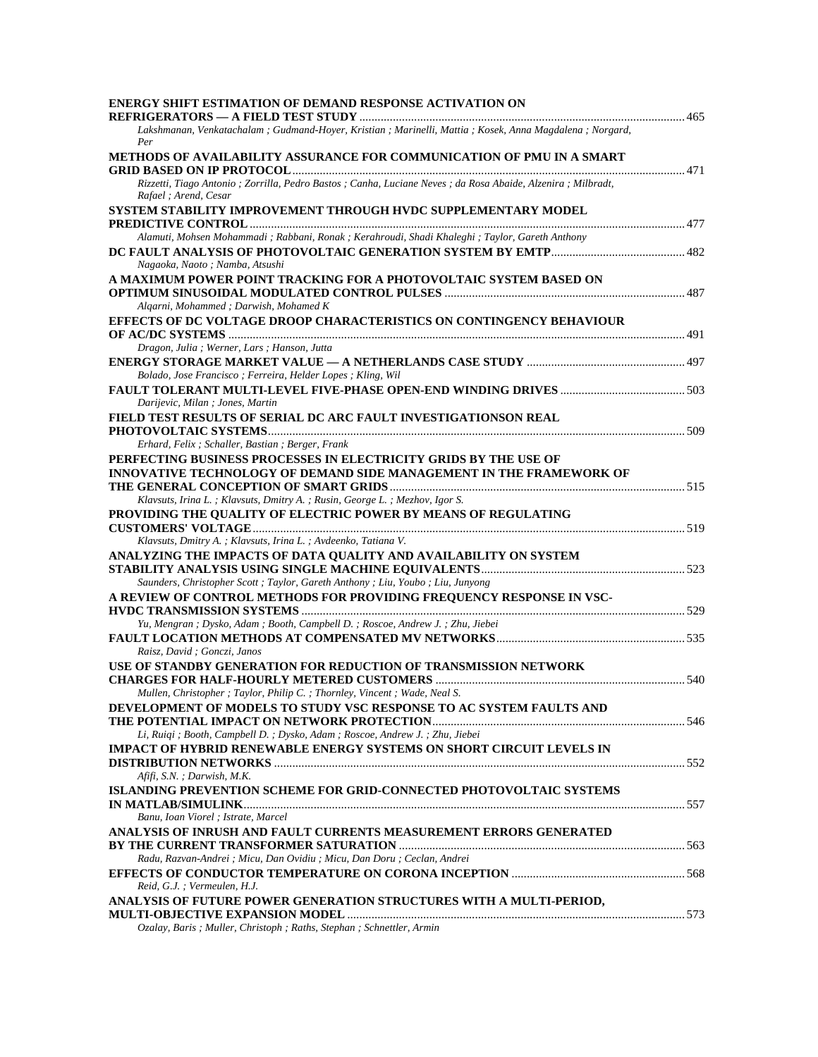**ENERGY SHIFT ESTIMATION OF DEMAND RESPONSE ACTIVATION ON REFRIGERATORS — A FIELD TEST STUDY** ........................................................................................................... 465
*Lakshmanan, Venkatachalam ; Gudmand-Hoyer, Kristian ; Marinelli, Mattia ; Kosek, Anna Magdalena ; Norgard, Per*

**METHODS OF AVAILABILITY ASSURANCE FOR COMMUNICATION OF PMU IN A SMART GRID BASED ON IP PROTOCOL** ........................................................................................................... 471
*Rizzetti, Tiago Antonio ; Zorrilla, Pedro Bastos ; Canha, Luciane Neves ; da Rosa Abaide, Alzenira ; Milbradt, Rafael ; Arend, Cesar*

**SYSTEM STABILITY IMPROVEMENT THROUGH HVDC SUPPLEMENTARY MODEL PREDICTIVE CONTROL** ........................................................................................................... 477
*Alamuti, Mohsen Mohammadi ; Rabbani, Ronak ; Kerahroudi, Shadi Khaleghi ; Taylor, Gareth Anthony*

**DC FAULT ANALYSIS OF PHOTOVOLTAIC GENERATION SYSTEM BY EMTP** ........................................ 482
*Nagaoka, Naoto ; Namba, Atsushi*

**A MAXIMUM POWER POINT TRACKING FOR A PHOTOVOLTAIC SYSTEM BASED ON OPTIMUM SINUSOIDAL MODULATED CONTROL PULSES** ........................................................................ 487
*Alqarni, Mohammed ; Darwish, Mohamed K*

**EFFECTS OF DC VOLTAGE DROOP CHARACTERISTICS ON CONTINGENCY BEHAVIOUR OF AC/DC SYSTEMS** ........................................................................................................... 491
*Dragon, Julia ; Werner, Lars ; Hanson, Jutta*

**ENERGY STORAGE MARKET VALUE — A NETHERLANDS CASE STUDY** ............................................. 497
*Bolado, Jose Francisco ; Ferreira, Helder Lopes ; Kling, Wil*

**FAULT TOLERANT MULTI-LEVEL FIVE-PHASE OPEN-END WINDING DRIVES** ....................................... 503
*Darijevic, Milan ; Jones, Martin*

**FIELD TEST RESULTS OF SERIAL DC ARC FAULT INVESTIGATIONSON REAL PHOTOVOLTAIC SYSTEMS** ........................................................................................................... 509
*Erhard, Felix ; Schaller, Bastian ; Berger, Frank*

**PERFECTING BUSINESS PROCESSES IN ELECTRICITY GRIDS BY THE USE OF INNOVATIVE TECHNOLOGY OF DEMAND SIDE MANAGEMENT IN THE FRAMEWORK OF THE GENERAL CONCEPTION OF SMART GRIDS** ........................................................................ 515
*Klavsuts, Irina L. ; Klavsuts, Dmitry A. ; Rusin, George L. ; Mezhov, Igor S.*

**PROVIDING THE QUALITY OF ELECTRIC POWER BY MEANS OF REGULATING CUSTOMERS' VOLTAGE** ........................................................................................................... 519
*Klavsuts, Dmitry A. ; Klavsuts, Irina L. ; Avdeenko, Tatiana V.*

**ANALYZING THE IMPACTS OF DATA QUALITY AND AVAILABILITY ON SYSTEM STABILITY ANALYSIS USING SINGLE MACHINE EQUIVALENTS** ...................................................... 523
*Saunders, Christopher Scott ; Taylor, Gareth Anthony ; Liu, Youbo ; Liu, Junyong*

**A REVIEW OF CONTROL METHODS FOR PROVIDING FREQUENCY RESPONSE IN VSC-HVDC TRANSMISSION SYSTEMS** ........................................................................................................... 529
*Yu, Mengran ; Dysko, Adam ; Booth, Campbell D. ; Roscoe, Andrew J. ; Zhu, Jiebei*

**FAULT LOCATION METHODS AT COMPENSATED MV NETWORKS** ........................................................ 535
*Raisz, David ; Gonczi, Janos*

**USE OF STANDBY GENERATION FOR REDUCTION OF TRANSMISSION NETWORK CHARGES FOR HALF-HOURLY METERED CUSTOMERS** ................................................................. 540
*Mullen, Christopher ; Taylor, Philip C. ; Thornley, Vincent ; Wade, Neal S.*

**DEVELOPMENT OF MODELS TO STUDY VSC RESPONSE TO AC SYSTEM FAULTS AND THE POTENTIAL IMPACT ON NETWORK PROTECTION** ........................................................................ 546
*Li, Ruiqi ; Booth, Campbell D. ; Dysko, Adam ; Roscoe, Andrew J. ; Zhu, Jiebei*

**IMPACT OF HYBRID RENEWABLE ENERGY SYSTEMS ON SHORT CIRCUIT LEVELS IN DISTRIBUTION NETWORKS** ........................................................................................................... 552
*Afifi, S.N. ; Darwish, M.K.*

**ISLANDING PREVENTION SCHEME FOR GRID-CONNECTED PHOTOVOLTAIC SYSTEMS IN MATLAB/SIMULINK** ........................................................................................................... 557
*Banu, Ioan Viorel ; Istrate, Marcel*

**ANALYSIS OF INRUSH AND FAULT CURRENTS MEASUREMENT ERRORS GENERATED BY THE CURRENT TRANSFORMER SATURATION** ............................................................................... 563
*Radu, Razvan-Andrei ; Micu, Dan Ovidiu ; Micu, Dan Doru ; Ceclan, Andrei*

**EFFECTS OF CONDUCTOR TEMPERATURE ON CORONA INCEPTION** ........................................................ 568
*Reid, G.J. ; Vermeulen, H.J.*

**ANALYSIS OF FUTURE POWER GENERATION STRUCTURES WITH A MULTI-PERIOD, MULTI-OBJECTIVE EXPANSION MODEL** ........................................................................................ 573
*Ozalay, Baris ; Muller, Christoph ; Raths, Stephan ; Schnettler, Armin*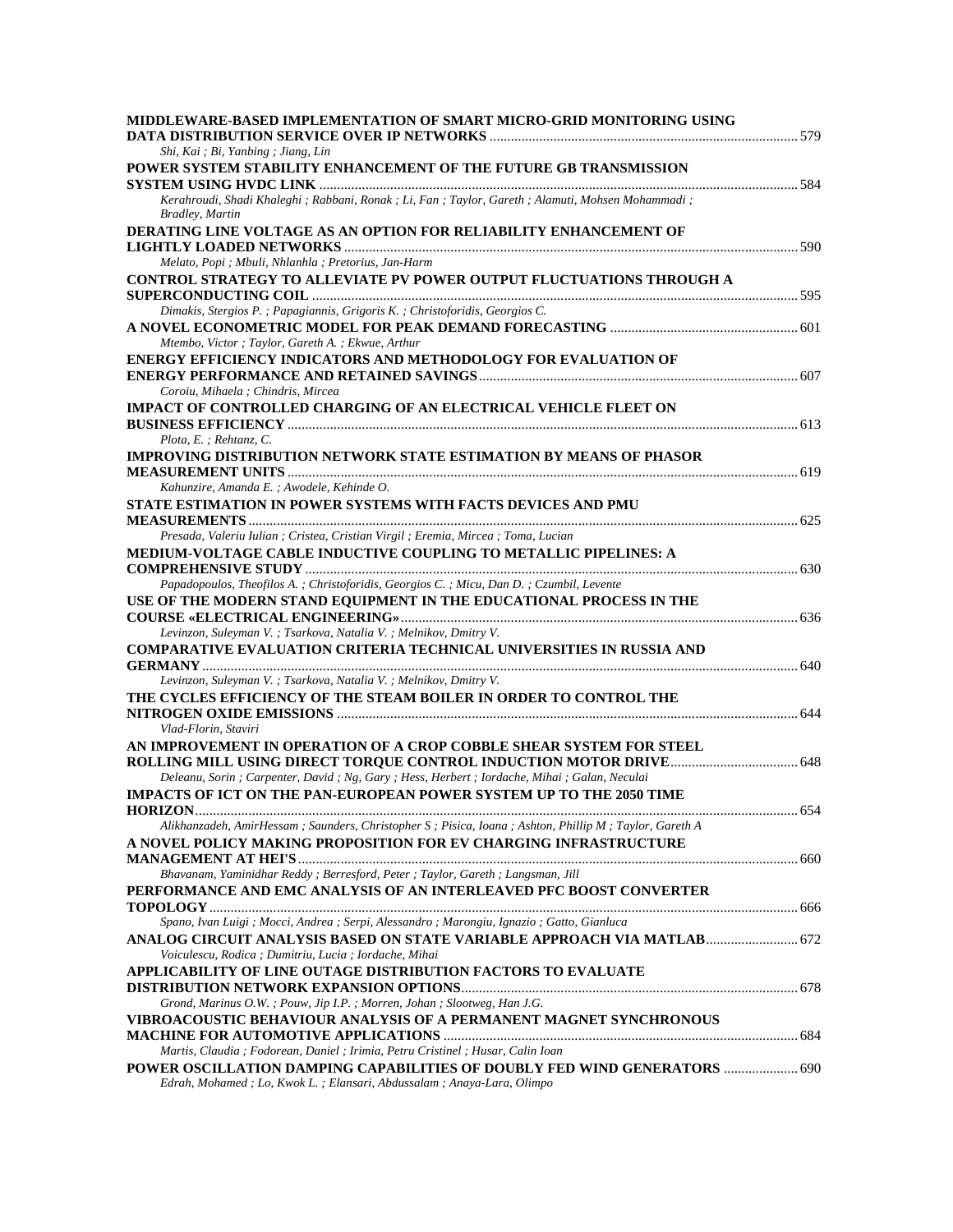**MIDDLEWARE-BASED IMPLEMENTATION OF SMART MICRO-GRID MONITORING USING DATA DISTRIBUTION SERVICE OVER IP NETWORKS** ..................... 579
*Shi, Kai ; Bi, Yanbing ; Jiang, Lin*

**POWER SYSTEM STABILITY ENHANCEMENT OF THE FUTURE GB TRANSMISSION SYSTEM USING HVDC LINK** ..................... 584
*Kerahroudi, Shadi Khaleghi ; Rabbani, Ronak ; Li, Fan ; Taylor, Gareth ; Alamuti, Mohsen Mohammadi ; Bradley, Martin*

**DERATING LINE VOLTAGE AS AN OPTION FOR RELIABILITY ENHANCEMENT OF LIGHTLY LOADED NETWORKS** ..................... 590
*Melato, Popi ; Mbuli, Nhlanhla ; Pretorius, Jan-Harm*

**CONTROL STRATEGY TO ALLEVIATE PV POWER OUTPUT FLUCTUATIONS THROUGH A SUPERCONDUCTING COIL** ..................... 595
*Dimakis, Stergios P. ; Papagiannis, Grigoris K. ; Christoforidis, Georgios C.*

**A NOVEL ECONOMETRIC MODEL FOR PEAK DEMAND FORECASTING** ..................... 601
*Mtembo, Victor ; Taylor, Gareth A. ; Ekwue, Arthur*

**ENERGY EFFICIENCY INDICATORS AND METHODOLOGY FOR EVALUATION OF ENERGY PERFORMANCE AND RETAINED SAVINGS** ..................... 607
*Coroiu, Mihaela ; Chindris, Mircea*

**IMPACT OF CONTROLLED CHARGING OF AN ELECTRICAL VEHICLE FLEET ON BUSINESS EFFICIENCY** ..................... 613
*Plota, E. ; Rehtanz, C.*

**IMPROVING DISTRIBUTION NETWORK STATE ESTIMATION BY MEANS OF PHASOR MEASUREMENT UNITS** ..................... 619
*Kahunzire, Amanda E. ; Awodele, Kehinde O.*

**STATE ESTIMATION IN POWER SYSTEMS WITH FACTS DEVICES AND PMU MEASUREMENTS** ..................... 625
*Presada, Valeriu Iulian ; Cristea, Cristian Virgil ; Eremia, Mircea ; Toma, Lucian*

**MEDIUM-VOLTAGE CABLE INDUCTIVE COUPLING TO METALLIC PIPELINES: A COMPREHENSIVE STUDY** ..................... 630
*Papadopoulos, Theofilos A. ; Christoforidis, Georgios C. ; Micu, Dan D. ; Czumbil, Levente*

**USE OF THE MODERN STAND EQUIPMENT IN THE EDUCATIONAL PROCESS IN THE COURSE «ELECTRICAL ENGINEERING»** ..................... 636
*Levinzon, Suleyman V. ; Tsarkova, Natalia V. ; Melnikov, Dmitry V.*

**COMPARATIVE EVALUATION CRITERIA TECHNICAL UNIVERSITIES IN RUSSIA AND GERMANY** ..................... 640
*Levinzon, Suleyman V. ; Tsarkova, Natalia V. ; Melnikov, Dmitry V.*

**THE CYCLES EFFICIENCY OF THE STEAM BOILER IN ORDER TO CONTROL THE NITROGEN OXIDE EMISSIONS** ..................... 644
*Vlad-Florin, Staviri*

**AN IMPROVEMENT IN OPERATION OF A CROP COBBLE SHEAR SYSTEM FOR STEEL ROLLING MILL USING DIRECT TORQUE CONTROL INDUCTION MOTOR DRIVE** ..................... 648
*Deleanu, Sorin ; Carpenter, David ; Ng, Gary ; Hess, Herbert ; Iordache, Mihai ; Galan, Neculai*

**IMPACTS OF ICT ON THE PAN-EUROPEAN POWER SYSTEM UP TO THE 2050 TIME HORIZON** ..................... 654
*Alikhanzadeh, AmirHessam ; Saunders, Christopher S ; Pisica, Ioana ; Ashton, Phillip M ; Taylor, Gareth A*

**A NOVEL POLICY MAKING PROPOSITION FOR EV CHARGING INFRASTRUCTURE MANAGEMENT AT HEI'S** ..................... 660
*Bhavanam, Yaminidhar Reddy ; Berresford, Peter ; Taylor, Gareth ; Langsman, Jill*

**PERFORMANCE AND EMC ANALYSIS OF AN INTERLEAVED PFC BOOST CONVERTER TOPOLOGY** ..................... 666
*Spano, Ivan Luigi ; Mocci, Andrea ; Serpi, Alessandro ; Marongiu, Ignazio ; Gatto, Gianluca*

**ANALOG CIRCUIT ANALYSIS BASED ON STATE VARIABLE APPROACH VIA MATLAB** ..................... 672
*Voiculescu, Rodica ; Dumitriu, Lucia ; Iordache, Mihai*

**APPLICABILITY OF LINE OUTAGE DISTRIBUTION FACTORS TO EVALUATE DISTRIBUTION NETWORK EXPANSION OPTIONS** ..................... 678
*Grond, Marinus O.W. ; Pouw, Jip I.P. ; Morren, Johan ; Slootweg, Han J.G.*

**VIBROACOUSTIC BEHAVIOUR ANALYSIS OF A PERMANENT MAGNET SYNCHRONOUS MACHINE FOR AUTOMOTIVE APPLICATIONS** ..................... 684
*Martis, Claudia ; Fodorean, Daniel ; Irimia, Petru Cristinel ; Husar, Calin Ioan*

**POWER OSCILLATION DAMPING CAPABILITIES OF DOUBLY FED WIND GENERATORS** ..................... 690
*Edrah, Mohamed ; Lo, Kwok L. ; Elansari, Abdussalam ; Anaya-Lara, Olimpo*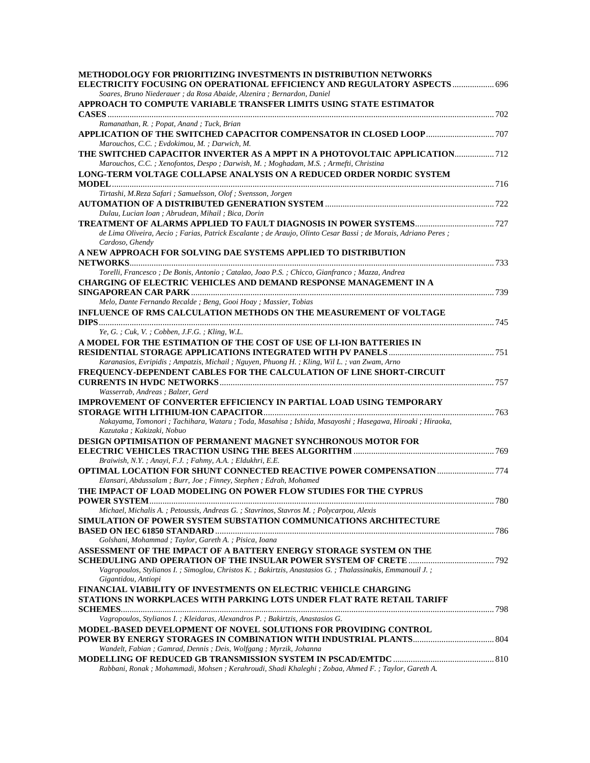**METHODOLOGY FOR PRIORITIZING INVESTMENTS IN DISTRIBUTION NETWORKS ELECTRICITY FOCUSING ON OPERATIONAL EFFICIENCY AND REGULATORY ASPECTS** .................. 696
*Soares, Bruno Niederauer ; da Rosa Abaide, Alzenira ; Bernardon, Daniel*

**APPROACH TO COMPUTE VARIABLE TRANSFER LIMITS USING STATE ESTIMATOR CASES** .................. 702
*Ramanathan, R. ; Popat, Anand ; Tuck, Brian*

**APPLICATION OF THE SWITCHED CAPACITOR COMPENSATOR IN CLOSED LOOP** .................. 707
*Marouchos, C.C. ; Evdokimou, M. ; Darwich, M.*

**THE SWITCHED CAPACITOR INVERTER AS A MPPT IN A PHOTOVOLTAIC APPLICATION** .................. 712
*Marouchos, C.C. ; Xenofontos, Despo ; Darwish, M. ; Moghadam, M.S. ; Armefti, Christina*

**LONG-TERM VOLTAGE COLLAPSE ANALYSIS ON A REDUCED ORDER NORDIC SYSTEM MODEL** .................. 716
*Tirtashi, M.Reza Safari ; Samuelsson, Olof ; Svensson, Jorgen*

**AUTOMATION OF A DISTRIBUTED GENERATION SYSTEM** .................. 722
*Dulau, Lucian Ioan ; Abrudean, Mihail ; Bica, Dorin*

**TREATMENT OF ALARMS APPLIED TO FAULT DIAGNOSIS IN POWER SYSTEMS** .................. 727
*de Lima Oliveira, Aecio ; Farias, Patrick Escalante ; de Araujo, Olinto Cesar Bassi ; de Morais, Adriano Peres ; Cardoso, Ghendy*

**A NEW APPROACH FOR SOLVING DAE SYSTEMS APPLIED TO DISTRIBUTION NETWORKS** .................. 733
*Torelli, Francesco ; De Bonis, Antonio ; Catalao, Joao P.S. ; Chicco, Gianfranco ; Mazza, Andrea*

**CHARGING OF ELECTRIC VEHICLES AND DEMAND RESPONSE MANAGEMENT IN A SINGAPOREAN CAR PARK** .................. 739
*Melo, Dante Fernando Recalde ; Beng, Gooi Hoay ; Massier, Tobias*

**INFLUENCE OF RMS CALCULATION METHODS ON THE MEASUREMENT OF VOLTAGE DIPS** .................. 745
*Ye, G. ; Cuk, V. ; Cobben, J.F.G. ; Kling, W.L.*

**A MODEL FOR THE ESTIMATION OF THE COST OF USE OF LI-ION BATTERIES IN RESIDENTIAL STORAGE APPLICATIONS INTEGRATED WITH PV PANELS** .................. 751
*Karanasios, Evripidis ; Ampatzis, Michail ; Nguyen, Phuong H. ; Kling, Wil L. ; van Zwam, Arno*

**FREQUENCY-DEPENDENT CABLES FOR THE CALCULATION OF LINE SHORT-CIRCUIT CURRENTS IN HVDC NETWORKS** .................. 757
*Wasserrab, Andreas ; Balzer, Gerd*

**IMPROVEMENT OF CONVERTER EFFICIENCY IN PARTIAL LOAD USING TEMPORARY STORAGE WITH LITHIUM-ION CAPACITOR** .................. 763
*Nakayama, Tomonori ; Tachihara, Wataru ; Toda, Masahisa ; Ishida, Masayoshi ; Hasegawa, Hiroaki ; Hiraoka, Kazutaka ; Kakizaki, Nobuo*

**DESIGN OPTIMISATION OF PERMANENT MAGNET SYNCHRONOUS MOTOR FOR ELECTRIC VEHICLES TRACTION USING THE BEES ALGORITHM** .................. 769
*Braiwish, N.Y. ; Anayi, F.J. ; Fahmy, A.A. ; Eldukhri, E.E.*

**OPTIMAL LOCATION FOR SHUNT CONNECTED REACTIVE POWER COMPENSATION** .................. 774
*Elansari, Abdussalam ; Burr, Joe ; Finney, Stephen ; Edrah, Mohamed*

**THE IMPACT OF LOAD MODELING ON POWER FLOW STUDIES FOR THE CYPRUS POWER SYSTEM** .................. 780
*Michael, Michalis A. ; Petoussis, Andreas G. ; Stavrinos, Stavros M. ; Polycarpou, Alexis*

**SIMULATION OF POWER SYSTEM SUBSTATION COMMUNICATIONS ARCHITECTURE BASED ON IEC 61850 STANDARD** .................. 786
*Golshani, Mohammad ; Taylor, Gareth A. ; Pisica, Ioana*

**ASSESSMENT OF THE IMPACT OF A BATTERY ENERGY STORAGE SYSTEM ON THE SCHEDULING AND OPERATION OF THE INSULAR POWER SYSTEM OF CRETE** .................. 792
*Vagropoulos, Stylianos I. ; Simoglou, Christos K. ; Bakirtzis, Anastasios G. ; Thalassinakis, Emmanouil J. ; Gigantidou, Antiopi*

**FINANCIAL VIABILITY OF INVESTMENTS ON ELECTRIC VEHICLE CHARGING STATIONS IN WORKPLACES WITH PARKING LOTS UNDER FLAT RATE RETAIL TARIFF SCHEMES** .................. 798
*Vagropoulos, Stylianos I. ; Kleidaras, Alexandros P. ; Bakirtzis, Anastasios G.*

**MODEL-BASED DEVELOPMENT OF NOVEL SOLUTIONS FOR PROVIDING CONTROL POWER BY ENERGY STORAGES IN COMBINATION WITH INDUSTRIAL PLANTS** .................. 804
*Wandelt, Fabian ; Gamrad, Dennis ; Deis, Wolfgang ; Myrzik, Johanna*

**MODELLING OF REDUCED GB TRANSMISSION SYSTEM IN PSCAD/EMTDC** .................. 810
*Rabbani, Ronak ; Mohammadi, Mohsen ; Kerahroudi, Shadi Khaleghi ; Zobaa, Ahmed F. ; Taylor, Gareth A.*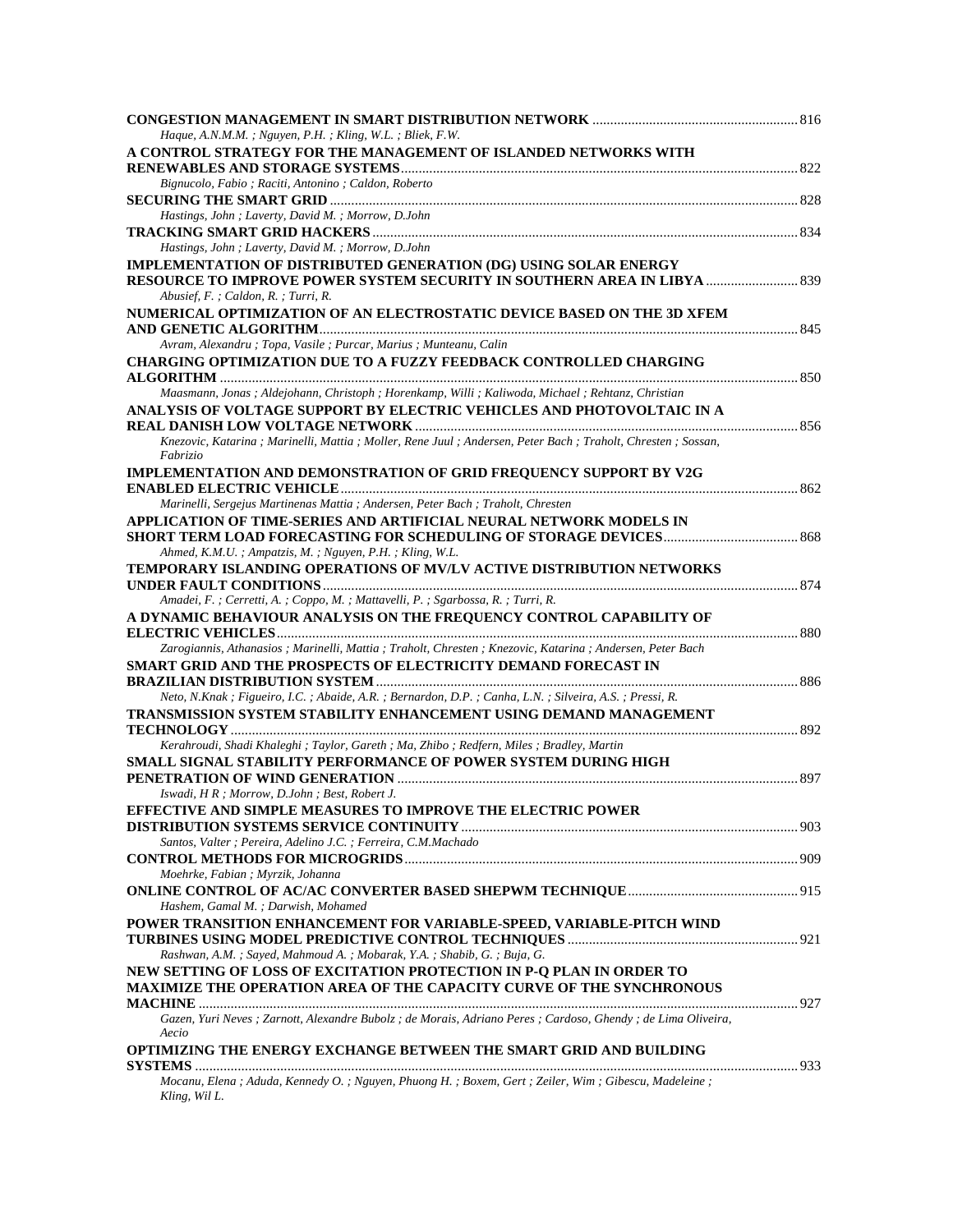**CONGESTION MANAGEMENT IN SMART DISTRIBUTION NETWORK** ........................................................ 816
*Haque, A.N.M.M. ; Nguyen, P.H. ; Kling, W.L. ; Bliek, F.W.*

**A CONTROL STRATEGY FOR THE MANAGEMENT OF ISLANDED NETWORKS WITH RENEWABLES AND STORAGE SYSTEMS** ........................................................ 822
*Bignucolo, Fabio ; Raciti, Antonino ; Caldon, Roberto*

**SECURING THE SMART GRID** ........................................................ 828
*Hastings, John ; Laverty, David M. ; Morrow, D.John*

**TRACKING SMART GRID HACKERS** ........................................................ 834
*Hastings, John ; Laverty, David M. ; Morrow, D.John*

**IMPLEMENTATION OF DISTRIBUTED GENERATION (DG) USING SOLAR ENERGY RESOURCE TO IMPROVE POWER SYSTEM SECURITY IN SOUTHERN AREA IN LIBYA** ........................ 839
*Abusief, F. ; Caldon, R. ; Turri, R.*

**NUMERICAL OPTIMIZATION OF AN ELECTROSTATIC DEVICE BASED ON THE 3D XFEM AND GENETIC ALGORITHM** ........................................................ 845
*Avram, Alexandru ; Topa, Vasile ; Purcar, Marius ; Munteanu, Calin*

**CHARGING OPTIMIZATION DUE TO A FUZZY FEEDBACK CONTROLLED CHARGING ALGORITHM** ........................................................ 850
*Maasmann, Jonas ; Aldejohann, Christoph ; Horenkamp, Willi ; Kaliwoda, Michael ; Rehtanz, Christian*

**ANALYSIS OF VOLTAGE SUPPORT BY ELECTRIC VEHICLES AND PHOTOVOLTAIC IN A REAL DANISH LOW VOLTAGE NETWORK** ........................................................ 856
*Knezovic, Katarina ; Marinelli, Mattia ; Moller, Rene Juul ; Andersen, Peter Bach ; Traholt, Chresten ; Sossan, Fabrizio*

**IMPLEMENTATION AND DEMONSTRATION OF GRID FREQUENCY SUPPORT BY V2G ENABLED ELECTRIC VEHICLE** ........................................................ 862
*Marinelli, Sergejus Martinenas Mattia ; Andersen, Peter Bach ; Traholt, Chresten*

**APPLICATION OF TIME-SERIES AND ARTIFICIAL NEURAL NETWORK MODELS IN SHORT TERM LOAD FORECASTING FOR SCHEDULING OF STORAGE DEVICES** ........................ 868
*Ahmed, K.M.U. ; Ampatzis, M. ; Nguyen, P.H. ; Kling, W.L.*

**TEMPORARY ISLANDING OPERATIONS OF MV/LV ACTIVE DISTRIBUTION NETWORKS UNDER FAULT CONDITIONS** ........................................................ 874
*Amadei, F. ; Cerretti, A. ; Coppo, M. ; Mattavelli, P. ; Sgarbossa, R. ; Turri, R.*

**A DYNAMIC BEHAVIOUR ANALYSIS ON THE FREQUENCY CONTROL CAPABILITY OF ELECTRIC VEHICLES** ........................................................ 880
*Zarogiannis, Athanasios ; Marinelli, Mattia ; Traholt, Chresten ; Knezovic, Katarina ; Andersen, Peter Bach*

**SMART GRID AND THE PROSPECTS OF ELECTRICITY DEMAND FORECAST IN BRAZILIAN DISTRIBUTION SYSTEM** ........................................................ 886
*Neto, N.Knak ; Figueiro, I.C. ; Abaide, A.R. ; Bernardon, D.P. ; Canha, L.N. ; Silveira, A.S. ; Pressi, R.*

**TRANSMISSION SYSTEM STABILITY ENHANCEMENT USING DEMAND MANAGEMENT TECHNOLOGY** ........................................................ 892
*Kerahroudi, Shadi Khaleghi ; Taylor, Gareth ; Ma, Zhibo ; Redfern, Miles ; Bradley, Martin*

**SMALL SIGNAL STABILITY PERFORMANCE OF POWER SYSTEM DURING HIGH PENETRATION OF WIND GENERATION** ........................................................ 897
*Iswadi, H R ; Morrow, D.John ; Best, Robert J.*

**EFFECTIVE AND SIMPLE MEASURES TO IMPROVE THE ELECTRIC POWER DISTRIBUTION SYSTEMS SERVICE CONTINUITY** ........................................................ 903
*Santos, Valter ; Pereira, Adelino J.C. ; Ferreira, C.M.Machado*

**CONTROL METHODS FOR MICROGRIDS** ........................................................ 909
*Moehrke, Fabian ; Myrzik, Johanna*

**ONLINE CONTROL OF AC/AC CONVERTER BASED SHEPWM TECHNIQUE** ........................................................ 915
*Hashem, Gamal M. ; Darwish, Mohamed*

**POWER TRANSITION ENHANCEMENT FOR VARIABLE-SPEED, VARIABLE-PITCH WIND TURBINES USING MODEL PREDICTIVE CONTROL TECHNIQUES** ........................................................ 921
*Rashwan, A.M. ; Sayed, Mahmoud A. ; Mobarak, Y.A. ; Shabib, G. ; Buja, G.*

**NEW SETTING OF LOSS OF EXCITATION PROTECTION IN P-Q PLAN IN ORDER TO MAXIMIZE THE OPERATION AREA OF THE CAPACITY CURVE OF THE SYNCHRONOUS MACHINE** ........................................................ 927
*Gazen, Yuri Neves ; Zarnott, Alexandre Bubolz ; de Morais, Adriano Peres ; Cardoso, Ghendy ; de Lima Oliveira, Aecio*

**OPTIMIZING THE ENERGY EXCHANGE BETWEEN THE SMART GRID AND BUILDING SYSTEMS** ........................................................ 933
*Mocanu, Elena ; Aduda, Kennedy O. ; Nguyen, Phuong H. ; Boxem, Gert ; Zeiler, Wim ; Gibescu, Madeleine ; Kling, Wil L.*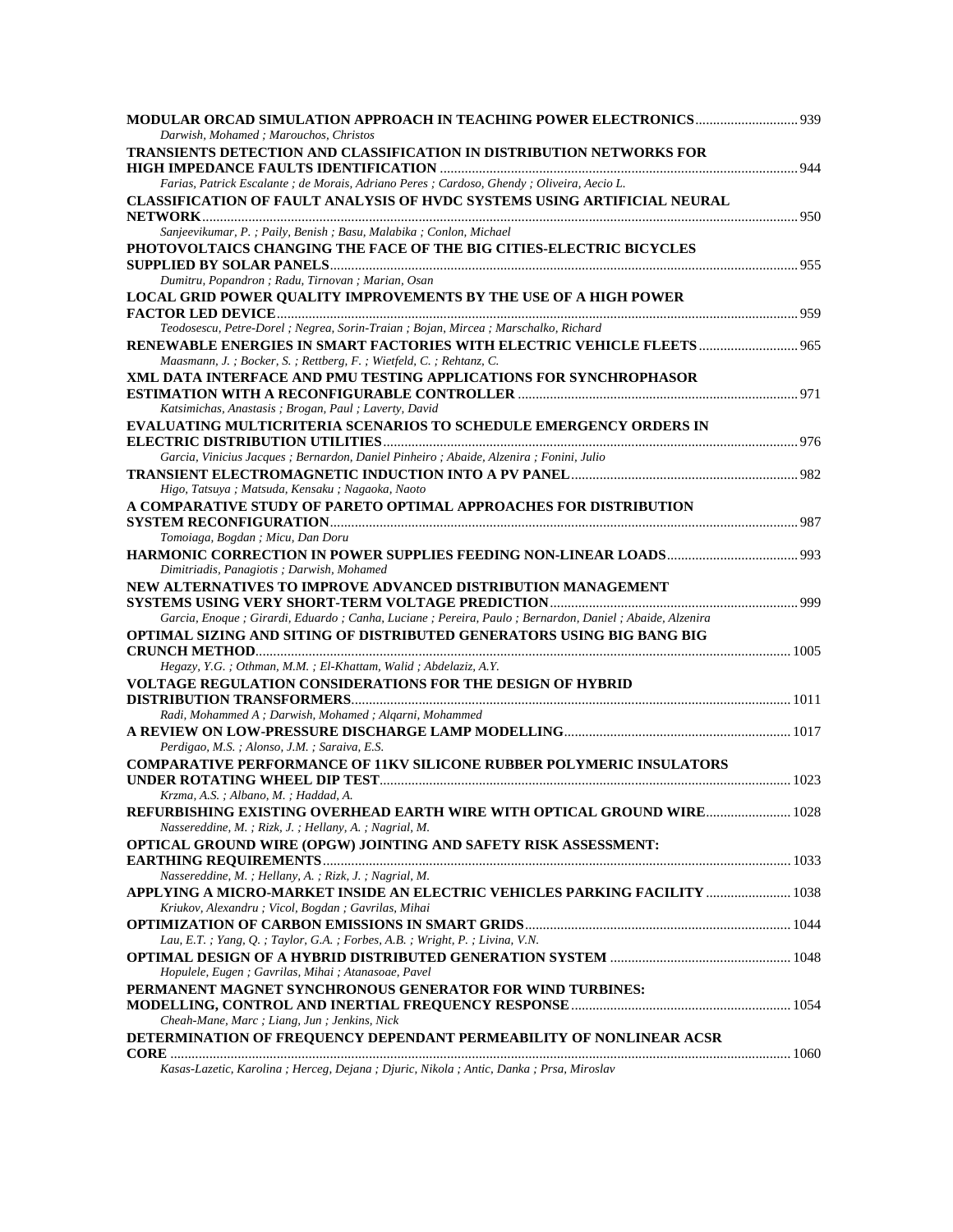**MODULAR ORCAD SIMULATION APPROACH IN TEACHING POWER ELECTRONICS** ............................ 939
*Darwish, Mohamed ; Marouchos, Christos*

**TRANSIENTS DETECTION AND CLASSIFICATION IN DISTRIBUTION NETWORKS FOR HIGH IMPEDANCE FAULTS IDENTIFICATION** ............................ 944
*Farias, Patrick Escalante ; de Morais, Adriano Peres ; Cardoso, Ghendy ; Oliveira, Aecio L.*

**CLASSIFICATION OF FAULT ANALYSIS OF HVDC SYSTEMS USING ARTIFICIAL NEURAL NETWORK** ............................ 950
*Sanjeevikumar, P. ; Paily, Benish ; Basu, Malabika ; Conlon, Michael*

**PHOTOVOLTAICS CHANGING THE FACE OF THE BIG CITIES-ELECTRIC BICYCLES SUPPLIED BY SOLAR PANELS** ............................ 955
*Dumitru, Popandron ; Radu, Tirnovan ; Marian, Osan*

**LOCAL GRID POWER QUALITY IMPROVEMENTS BY THE USE OF A HIGH POWER FACTOR LED DEVICE** ............................ 959
*Teodosescu, Petre-Dorel ; Negrea, Sorin-Traian ; Bojan, Mircea ; Marschalko, Richard*

**RENEWABLE ENERGIES IN SMART FACTORIES WITH ELECTRIC VEHICLE FLEETS** ............................ 965
*Maasmann, J. ; Bocker, S. ; Rettberg, F. ; Wietfeld, C. ; Rehtanz, C.*

**XML DATA INTERFACE AND PMU TESTING APPLICATIONS FOR SYNCHROPHASOR ESTIMATION WITH A RECONFIGURABLE CONTROLLER** ............................ 971
*Katsimichas, Anastasis ; Brogan, Paul ; Laverty, David*

**EVALUATING MULTICRITERIA SCENARIOS TO SCHEDULE EMERGENCY ORDERS IN ELECTRIC DISTRIBUTION UTILITIES** ............................ 976
*Garcia, Vinicius Jacques ; Bernardon, Daniel Pinheiro ; Abaide, Alzenira ; Fonini, Julio*

**TRANSIENT ELECTROMAGNETIC INDUCTION INTO A PV PANEL** ............................ 982
*Higo, Tatsuya ; Matsuda, Kensaku ; Nagaoka, Naoto*

**A COMPARATIVE STUDY OF PARETO OPTIMAL APPROACHES FOR DISTRIBUTION SYSTEM RECONFIGURATION** ............................ 987
*Tomoiaga, Bogdan ; Micu, Dan Doru*

**HARMONIC CORRECTION IN POWER SUPPLIES FEEDING NON-LINEAR LOADS** ............................ 993
*Dimitriadis, Panagiotis ; Darwish, Mohamed*

**NEW ALTERNATIVES TO IMPROVE ADVANCED DISTRIBUTION MANAGEMENT SYSTEMS USING VERY SHORT-TERM VOLTAGE PREDICTION** ............................ 999
*Garcia, Enoque ; Girardi, Eduardo ; Canha, Luciane ; Pereira, Paulo ; Bernardon, Daniel ; Abaide, Alzenira*

**OPTIMAL SIZING AND SITING OF DISTRIBUTED GENERATORS USING BIG BANG BIG CRUNCH METHOD** ............................ 1005
*Hegazy, Y.G. ; Othman, M.M. ; El-Khattam, Walid ; Abdelaziz, A.Y.*

**VOLTAGE REGULATION CONSIDERATIONS FOR THE DESIGN OF HYBRID DISTRIBUTION TRANSFORMERS** ............................ 1011
*Radi, Mohammed A ; Darwish, Mohamed ; Alqarni, Mohammed*

**A REVIEW ON LOW-PRESSURE DISCHARGE LAMP MODELLING** ............................ 1017
*Perdigao, M.S. ; Alonso, J.M. ; Saraiva, E.S.*

**COMPARATIVE PERFORMANCE OF 11KV SILICONE RUBBER POLYMERIC INSULATORS UNDER ROTATING WHEEL DIP TEST** ............................ 1023
*Krzma, A.S. ; Albano, M. ; Haddad, A.*

**REFURBISHING EXISTING OVERHEAD EARTH WIRE WITH OPTICAL GROUND WIRE** ............................ 1028
*Nassereddine, M. ; Rizk, J. ; Hellany, A. ; Nagrial, M.*

**OPTICAL GROUND WIRE (OPGW) JOINTING AND SAFETY RISK ASSESSMENT: EARTHING REQUIREMENTS** ............................ 1033
*Nassereddine, M. ; Hellany, A. ; Rizk, J. ; Nagrial, M.*

**APPLYING A MICRO-MARKET INSIDE AN ELECTRIC VEHICLES PARKING FACILITY** ............................ 1038
*Kriukov, Alexandru ; Vicol, Bogdan ; Gavrilas, Mihai*

**OPTIMIZATION OF CARBON EMISSIONS IN SMART GRIDS** ............................ 1044
*Lau, E.T. ; Yang, Q. ; Taylor, G.A. ; Forbes, A.B. ; Wright, P. ; Livina, V.N.*

**OPTIMAL DESIGN OF A HYBRID DISTRIBUTED GENERATION SYSTEM** ............................ 1048
*Hopulele, Eugen ; Gavrilas, Mihai ; Atanasoae, Pavel*

**PERMANENT MAGNET SYNCHRONOUS GENERATOR FOR WIND TURBINES: MODELLING, CONTROL AND INERTIAL FREQUENCY RESPONSE** ............................ 1054
*Cheah-Mane, Marc ; Liang, Jun ; Jenkins, Nick*

**DETERMINATION OF FREQUENCY DEPENDANT PERMEABILITY OF NONLINEAR ACSR CORE** ............................ 1060
*Kasas-Lazetic, Karolina ; Herceg, Dejana ; Djuric, Nikola ; Antic, Danka ; Prsa, Miroslav*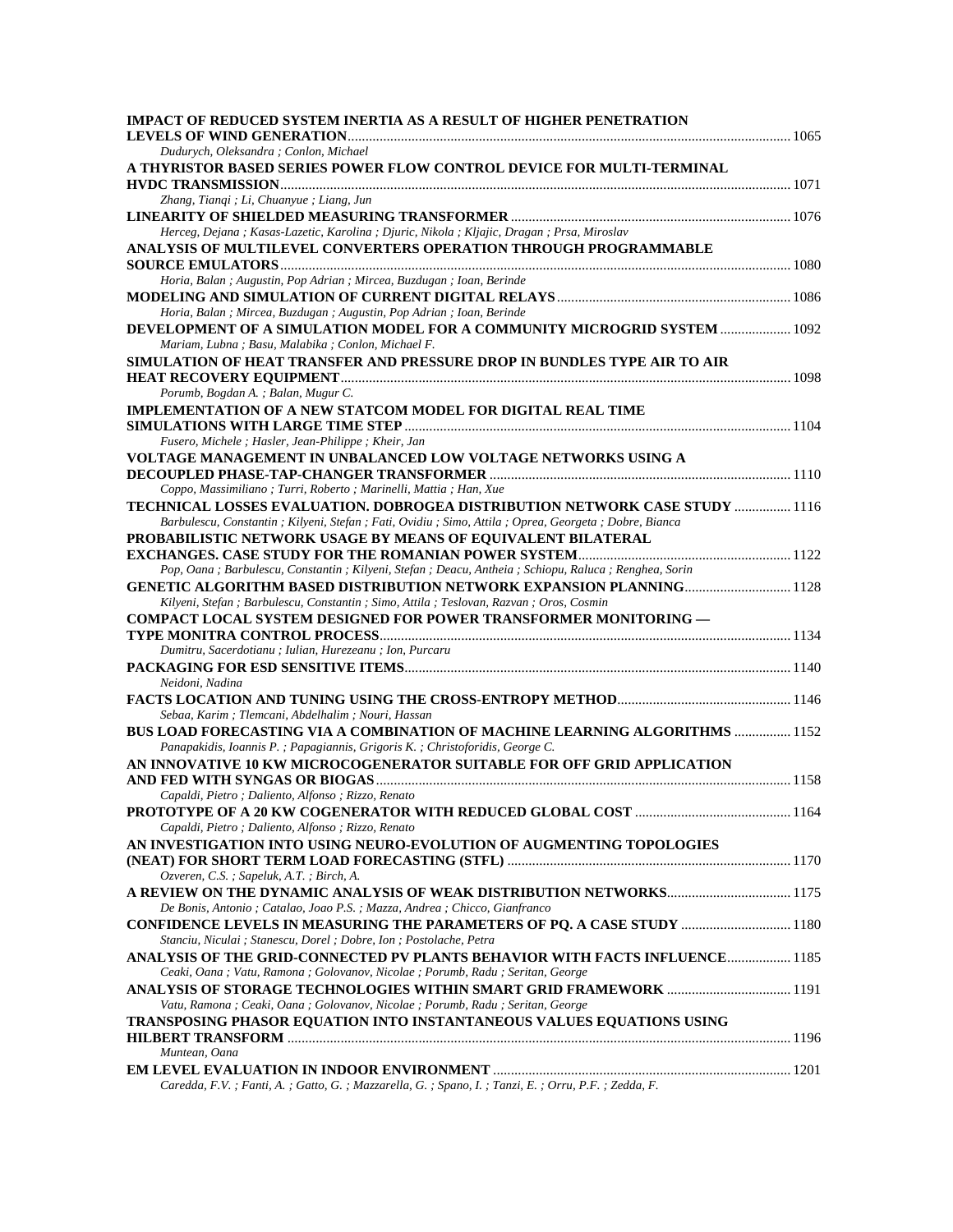**IMPACT OF REDUCED SYSTEM INERTIA AS A RESULT OF HIGHER PENETRATION LEVELS OF WIND GENERATION** ........ 1065
*Dudurych, Oleksandra ; Conlon, Michael*

**A THYRISTOR BASED SERIES POWER FLOW CONTROL DEVICE FOR MULTI-TERMINAL HVDC TRANSMISSION** ........ 1071
*Zhang, Tianqi ; Li, Chuanyue ; Liang, Jun*

**LINEARITY OF SHIELDED MEASURING TRANSFORMER** ........ 1076
*Herceg, Dejana ; Kasas-Lazetic, Karolina ; Djuric, Nikola ; Kljajic, Dragan ; Prsa, Miroslav*

**ANALYSIS OF MULTILEVEL CONVERTERS OPERATION THROUGH PROGRAMMABLE SOURCE EMULATORS** ........ 1080
*Horia, Balan ; Augustin, Pop Adrian ; Mircea, Buzdugan ; Ioan, Berinde*

**MODELING AND SIMULATION OF CURRENT DIGITAL RELAYS** ........ 1086
*Horia, Balan ; Mircea, Buzdugan ; Augustin, Pop Adrian ; Ioan, Berinde*

**DEVELOPMENT OF A SIMULATION MODEL FOR A COMMUNITY MICROGRID SYSTEM** ........ 1092
*Mariam, Lubna ; Basu, Malabika ; Conlon, Michael F.*

**SIMULATION OF HEAT TRANSFER AND PRESSURE DROP IN BUNDLES TYPE AIR TO AIR HEAT RECOVERY EQUIPMENT** ........ 1098
*Porumb, Bogdan A. ; Balan, Mugur C.*

**IMPLEMENTATION OF A NEW STATCOM MODEL FOR DIGITAL REAL TIME SIMULATIONS WITH LARGE TIME STEP** ........ 1104
*Fusero, Michele ; Hasler, Jean-Philippe ; Kheir, Jan*

**VOLTAGE MANAGEMENT IN UNBALANCED LOW VOLTAGE NETWORKS USING A DECOUPLED PHASE-TAP-CHANGER TRANSFORMER** ........ 1110
*Coppo, Massimiliano ; Turri, Roberto ; Marinelli, Mattia ; Han, Xue*

**TECHNICAL LOSSES EVALUATION. DOBROGEA DISTRIBUTION NETWORK CASE STUDY** ........ 1116
*Barbulescu, Constantin ; Kilyeni, Stefan ; Fati, Ovidiu ; Simo, Attila ; Oprea, Georgeta ; Dobre, Bianca*

**PROBABILISTIC NETWORK USAGE BY MEANS OF EQUIVALENT BILATERAL EXCHANGES. CASE STUDY FOR THE ROMANIAN POWER SYSTEM** ........ 1122
*Pop, Oana ; Barbulescu, Constantin ; Kilyeni, Stefan ; Deacu, Antheia ; Schiopu, Raluca ; Renghea, Sorin*

**GENETIC ALGORITHM BASED DISTRIBUTION NETWORK EXPANSION PLANNING** ........ 1128
*Kilyeni, Stefan ; Barbulescu, Constantin ; Simo, Attila ; Teslovan, Razvan ; Oros, Cosmin*

**COMPACT LOCAL SYSTEM DESIGNED FOR POWER TRANSFORMER MONITORING — TYPE MONITRA CONTROL PROCESS** ........ 1134
*Dumitru, Sacerdotianu ; Iulian, Hurezeanu ; Ion, Purcaru*

**PACKAGING FOR ESD SENSITIVE ITEMS** ........ 1140
*Neidoni, Nadina*

**FACTS LOCATION AND TUNING USING THE CROSS-ENTROPY METHOD** ........ 1146
*Sebaa, Karim ; Tlemcani, Abdelhalim ; Nouri, Hassan*

**BUS LOAD FORECASTING VIA A COMBINATION OF MACHINE LEARNING ALGORITHMS** ........ 1152
*Panapakidis, Ioannis P. ; Papagiannis, Grigoris K. ; Christoforidis, George C.*

**AN INNOVATIVE 10 KW MICROCOGENERATOR SUITABLE FOR OFF GRID APPLICATION AND FED WITH SYNGAS OR BIOGAS** ........ 1158
*Capaldi, Pietro ; Daliento, Alfonso ; Rizzo, Renato*

**PROTOTYPE OF A 20 KW COGENERATOR WITH REDUCED GLOBAL COST** ........ 1164
*Capaldi, Pietro ; Daliento, Alfonso ; Rizzo, Renato*

**AN INVESTIGATION INTO USING NEURO-EVOLUTION OF AUGMENTING TOPOLOGIES (NEAT) FOR SHORT TERM LOAD FORECASTING (STFL)** ........ 1170
*Ozveren, C.S. ; Sapeluk, A.T. ; Birch, A.*

**A REVIEW ON THE DYNAMIC ANALYSIS OF WEAK DISTRIBUTION NETWORKS** ........ 1175
*De Bonis, Antonio ; Catalao, Joao P.S. ; Mazza, Andrea ; Chicco, Gianfranco*

**CONFIDENCE LEVELS IN MEASURING THE PARAMETERS OF PQ. A CASE STUDY** ........ 1180
*Stanciu, Niculai ; Stanescu, Dorel ; Dobre, Ion ; Postolache, Petra*

**ANALYSIS OF THE GRID-CONNECTED PV PLANTS BEHAVIOR WITH FACTS INFLUENCE** ........ 1185
*Ceaki, Oana ; Vatu, Ramona ; Golovanov, Nicolae ; Porumb, Radu ; Seritan, George*

**ANALYSIS OF STORAGE TECHNOLOGIES WITHIN SMART GRID FRAMEWORK** ........ 1191
*Vatu, Ramona ; Ceaki, Oana ; Golovanov, Nicolae ; Porumb, Radu ; Seritan, George*

**TRANSPOSING PHASOR EQUATION INTO INSTANTANEOUS VALUES EQUATIONS USING HILBERT TRANSFORM** ........ 1196
*Muntean, Oana*

**EM LEVEL EVALUATION IN INDOOR ENVIRONMENT** ........ 1201
*Caredda, F.V. ; Fanti, A. ; Gatto, G. ; Mazzarella, G. ; Spano, I. ; Tanzi, E. ; Orru, P.F. ; Zedda, F.*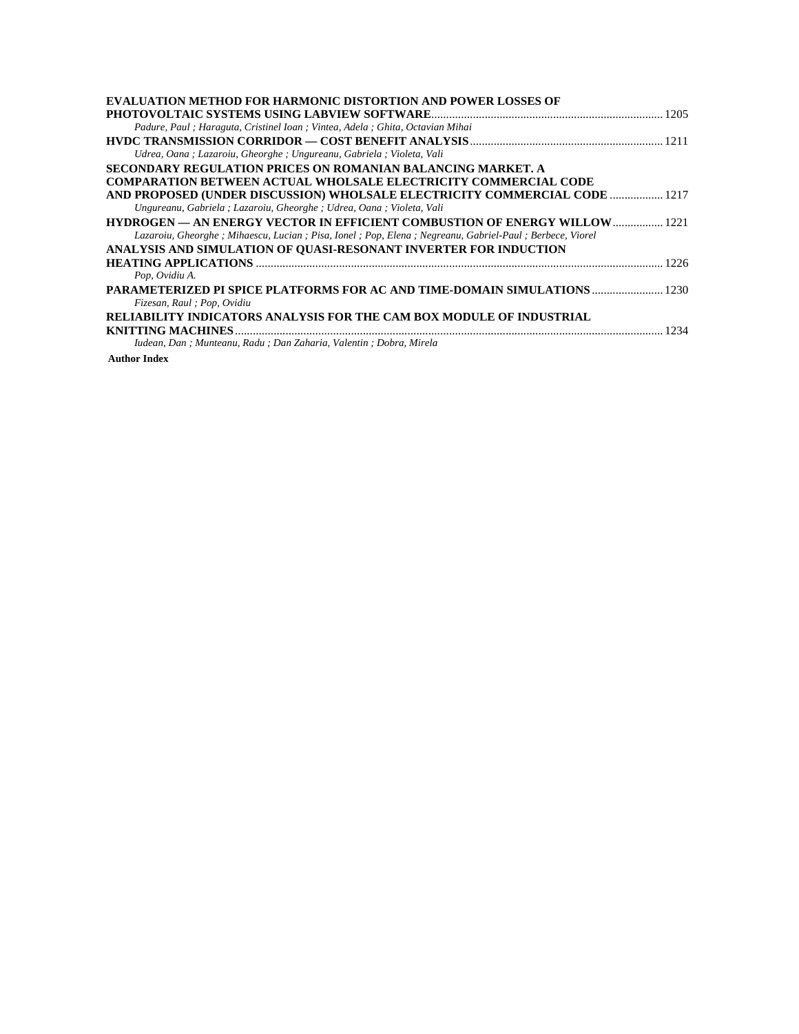**EVALUATION METHOD FOR HARMONIC DISTORTION AND POWER LOSSES OF PHOTOVOLTAIC SYSTEMS USING LABVIEW SOFTWARE**............................................................................ 1205
*Padure, Paul ; Haraguta, Cristinel Ioan ; Vintea, Adela ; Ghita, Octavian Mihai*

**HVDC TRANSMISSION CORRIDOR — COST BENEFIT ANALYSIS**................................................................ 1211
*Udrea, Oana ; Lazaroiu, Gheorghe ; Ungureanu, Gabriela ; Violeta, Vali*

**SECONDARY REGULATION PRICES ON ROMANIAN BALANCING MARKET. A COMPARATION BETWEEN ACTUAL WHOLSALE ELECTRICITY COMMERCIAL CODE AND PROPOSED (UNDER DISCUSSION) WHOLSALE ELECTRICITY COMMERCIAL CODE** ................. 1217
*Ungureanu, Gabriela ; Lazaroiu, Gheorghe ; Udrea, Oana ; Violeta, Vali*

**HYDROGEN — AN ENERGY VECTOR IN EFFICIENT COMBUSTION OF ENERGY WILLOW**................ 1221
*Lazaroiu, Gheorghe ; Mihaescu, Lucian ; Pisa, Ionel ; Pop, Elena ; Negreanu, Gabriel-Paul ; Berbece, Viorel*

**ANALYSIS AND SIMULATION OF QUASI-RESONANT INVERTER FOR INDUCTION HEATING APPLICATIONS** ....................................................................................................................................... 1226
*Pop, Ovidiu A.*

**PARAMETERIZED PI SPICE PLATFORMS FOR AC AND TIME-DOMAIN SIMULATIONS** ........................ 1230
*Fizesan, Raul ; Pop, Ovidiu*

**RELIABILITY INDICATORS ANALYSIS FOR THE CAM BOX MODULE OF INDUSTRIAL KNITTING MACHINES**............................................................................................................................................... 1234
*Iudean, Dan ; Munteanu, Radu ; Dan Zaharia, Valentin ; Dobra, Mirela*

**Author Index**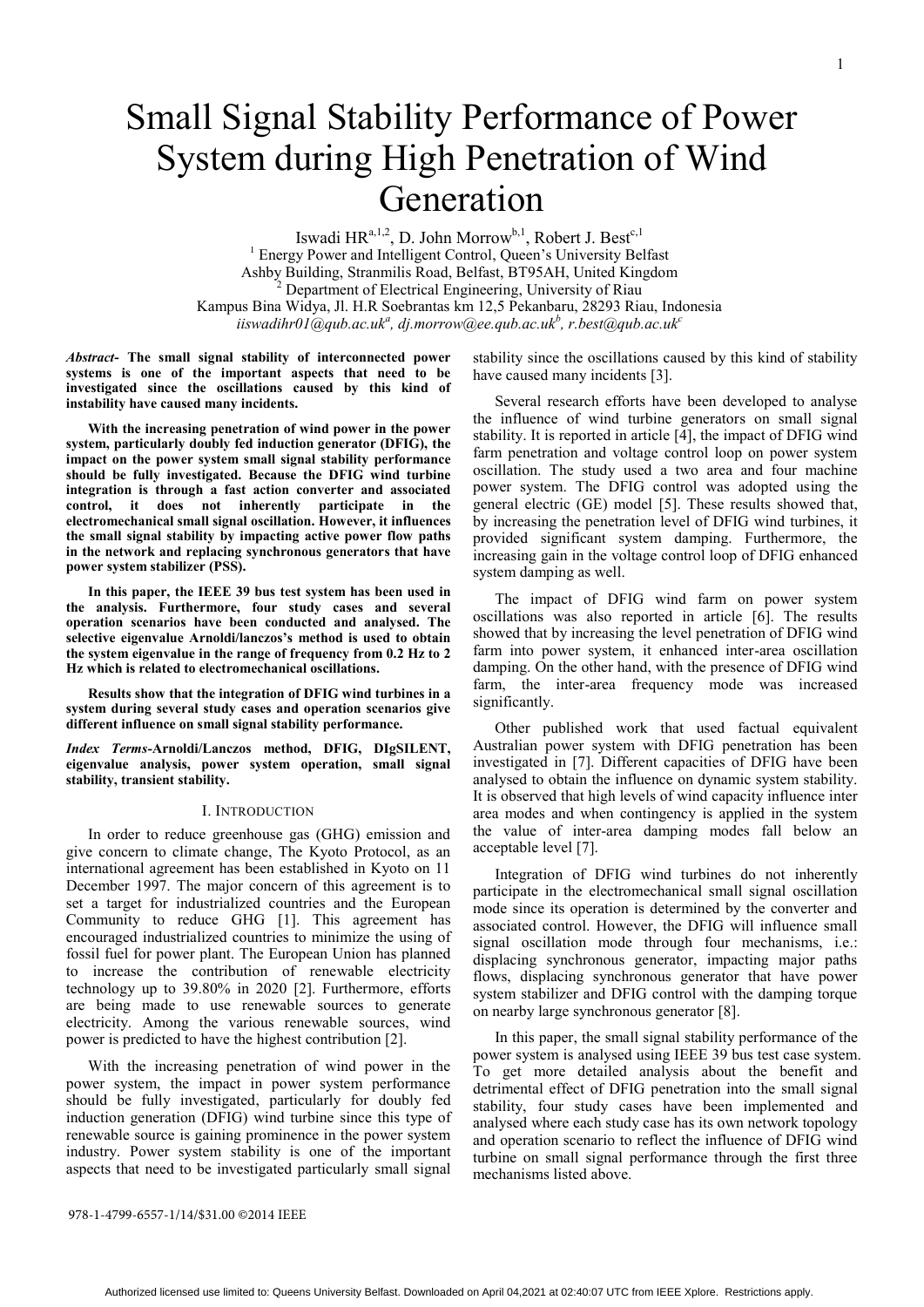# Small Signal Stability Performance of Power System during High Penetration of Wind Generation

Iswadi HR[a,1,2], D. John Morrow[b,1], Robert J. Best[c,1]

[1] Energy Power and Intelligent Control, Queen's University Belfast
Ashby Building, Stranmilis Road, Belfast, BT95AH, United Kingdom
[2] Department of Electrical Engineering, University of Riau
Kampus Bina Widya, Jl. H.R Soebrantas km 12,5 Pekanbaru, 28293 Riau, Indonesia
*iiswadihr01@qub.ac.uk[a], dj.morrow@ee.qub.ac.uk[b], r.best@qub.ac.uk[c]*

***Abstract*- The small signal stability of interconnected power systems is one of the important aspects that need to be investigated since the oscillations caused by this kind of instability have caused many incidents.**

**With the increasing penetration of wind power in the power system, particularly doubly fed induction generator (DFIG), the impact on the power system small signal stability performance should be fully investigated. Because the DFIG wind turbine integration is through a fast action converter and associated control, it does not inherently participate in the electromechanical small signal oscillation. However, it influences the small signal stability by impacting active power flow paths in the network and replacing synchronous generators that have power system stabilizer (PSS).**

**In this paper, the IEEE 39 bus test system has been used in the analysis. Furthermore, four study cases and several operation scenarios have been conducted and analysed. The selective eigenvalue Arnoldi/lanczos's method is used to obtain the system eigenvalue in the range of frequency from 0.2 Hz to 2 Hz which is related to electromechanical oscillations.**

**Results show that the integration of DFIG wind turbines in a system during several study cases and operation scenarios give different influence on small signal stability performance.**

***Index Terms*-Arnoldi/Lanczos method, DFIG, DIgSILENT, eigenvalue analysis, power system operation, small signal stability, transient stability.**

## I. Introduction

In order to reduce greenhouse gas (GHG) emission and give concern to climate change, The Kyoto Protocol, as an international agreement has been established in Kyoto on 11 December 1997. The major concern of this agreement is to set a target for industrialized countries and the European Community to reduce GHG [1]. This agreement has encouraged industrialized countries to minimize the using of fossil fuel for power plant. The European Union has planned to increase the contribution of renewable electricity technology up to 39.80% in 2020 [2]. Furthermore, efforts are being made to use renewable sources to generate electricity. Among the various renewable sources, wind power is predicted to have the highest contribution [2].

With the increasing penetration of wind power in the power system, the impact in power system performance should be fully investigated, particularly for doubly fed induction generation (DFIG) wind turbine since this type of renewable source is gaining prominence in the power system industry. Power system stability is one of the important aspects that need to be investigated particularly small signal stability since the oscillations caused by this kind of stability have caused many incidents [3].

Several research efforts have been developed to analyse the influence of wind turbine generators on small signal stability. It is reported in article [4], the impact of DFIG wind farm penetration and voltage control loop on power system oscillation. The study used a two area and four machine power system. The DFIG control was adopted using the general electric (GE) model [5]. These results showed that, by increasing the penetration level of DFIG wind turbines, it provided significant system damping. Furthermore, the increasing gain in the voltage control loop of DFIG enhanced system damping as well.

The impact of DFIG wind farm on power system oscillations was also reported in article [6]. The results showed that by increasing the level penetration of DFIG wind farm into power system, it enhanced inter-area oscillation damping. On the other hand, with the presence of DFIG wind farm, the inter-area frequency mode was increased significantly.

Other published work that used factual equivalent Australian power system with DFIG penetration has been investigated in [7]. Different capacities of DFIG have been analysed to obtain the influence on dynamic system stability. It is observed that high levels of wind capacity influence inter area modes and when contingency is applied in the system the value of inter-area damping modes fall below an acceptable level [7].

Integration of DFIG wind turbines do not inherently participate in the electromechanical small signal oscillation mode since its operation is determined by the converter and associated control. However, the DFIG will influence small signal oscillation mode through four mechanisms, i.e.: displacing synchronous generator, impacting major paths flows, displacing synchronous generator that have power system stabilizer and DFIG control with the damping torque on nearby large synchronous generator [8].

In this paper, the small signal stability performance of the power system is analysed using IEEE 39 bus test case system. To get more detailed analysis about the benefit and detrimental effect of DFIG penetration into the small signal stability, four study cases have been implemented and analysed where each study case has its own network topology and operation scenario to reflect the influence of DFIG wind turbine on small signal performance through the first three mechanisms listed above.

978-1-4799-6557-1/14/$31.00 ©2014 IEEE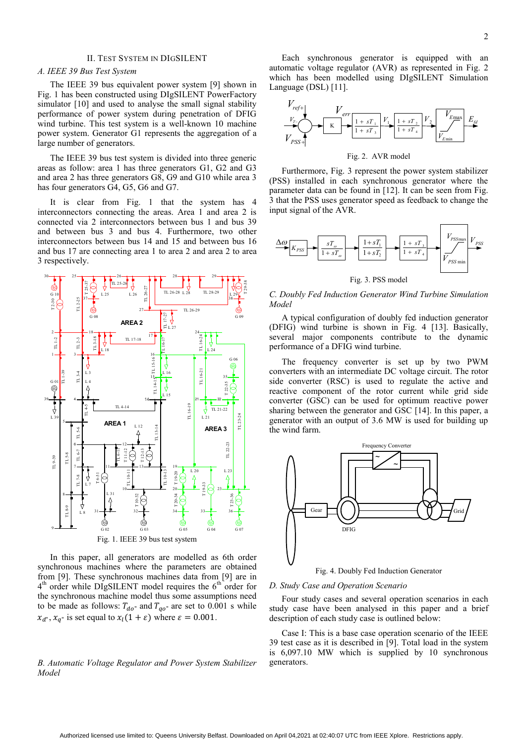## II. Test System in DIgSILENT

### A. IEEE 39 Bus Test System

The IEEE 39 bus equivalent power system [9] shown in Fig. 1 has been constructed using DIgSILENT PowerFactory simulator [10] and used to analyse the small signal stability performance of power system during penetration of DFIG wind turbine. This test system is a well-known 10 machine power system. Generator G1 represents the aggregation of a large number of generators.

The IEEE 39 bus test system is divided into three generic areas as follow: area 1 has three generators G1, G2 and G3 and area 2 has three generators G8, G9 and G10 while area 3 has four generators G4, G5, G6 and G7.

It is clear from Fig. 1 that the system has 4 interconnectors connecting the areas. Area 1 and area 2 is connected via 2 interconnectors between bus 1 and bus 39 and between bus 3 and bus 4. Furthermore, two other interconnectors between bus 14 and 15 and between bus 16 and bus 17 are connecting area 1 to area 2 and area 2 to area 3 respectively.

Fig. 1. IEEE 39 bus test system

In this paper, all generators are modelled as 6th order synchronous machines where the parameters are obtained from [9]. These synchronous machines data from [9] are in 4th order while DIgSILENT model requires the 6th order for the synchronous machine model thus some assumptions need to be made as follows: $T_{do''}$ and $T_{qo''}$ are set to 0.001 s while $x_{d''}, x_{q''}$ is set equal to $x_l(1+\varepsilon)$ where $\varepsilon = 0.001$.

### B. Automatic Voltage Regulator and Power System Stabilizer Model

Each synchronous generator is equipped with an automatic voltage regulator (AVR) as represented in Fig. 2 which has been modelled using DIgSILENT Simulation Language (DSL) [11].

Fig. 2. AVR model

Furthermore, Fig. 3 represent the power system stabilizer (PSS) installed in each synchronous generator where the parameter data can be found in [12]. It can be seen from Fig. 3 that the PSS uses generator speed as feedback to change the input signal of the AVR.

Fig. 3. PSS model

### C. Doubly Fed Induction Generator Wind Turbine Simulation Model

A typical configuration of doubly fed induction generator (DFIG) wind turbine is shown in Fig. 4 [13]. Basically, several major components contribute to the dynamic performance of a DFIG wind turbine.

The frequency converter is set up by two PWM converters with an intermediate DC voltage circuit. The rotor side converter (RSC) is used to regulate the active and reactive component of the rotor current while grid side converter (GSC) can be used for optimum reactive power sharing between the generator and GSC [14]. In this paper, a generator with an output of 3.6 MW is used for building up the wind farm.

Fig. 4. Doubly Fed Induction Generator

### D. Study Case and Operation Scenario

Four study cases and several operation scenarios in each study case have been analysed in this paper and a brief description of each study case is outlined below:

Case I: This is a base case operation scenario of the IEEE 39 test case as it is described in [9]. Total load in the system is 6,097.10 MW which is supplied by 10 synchronous generators.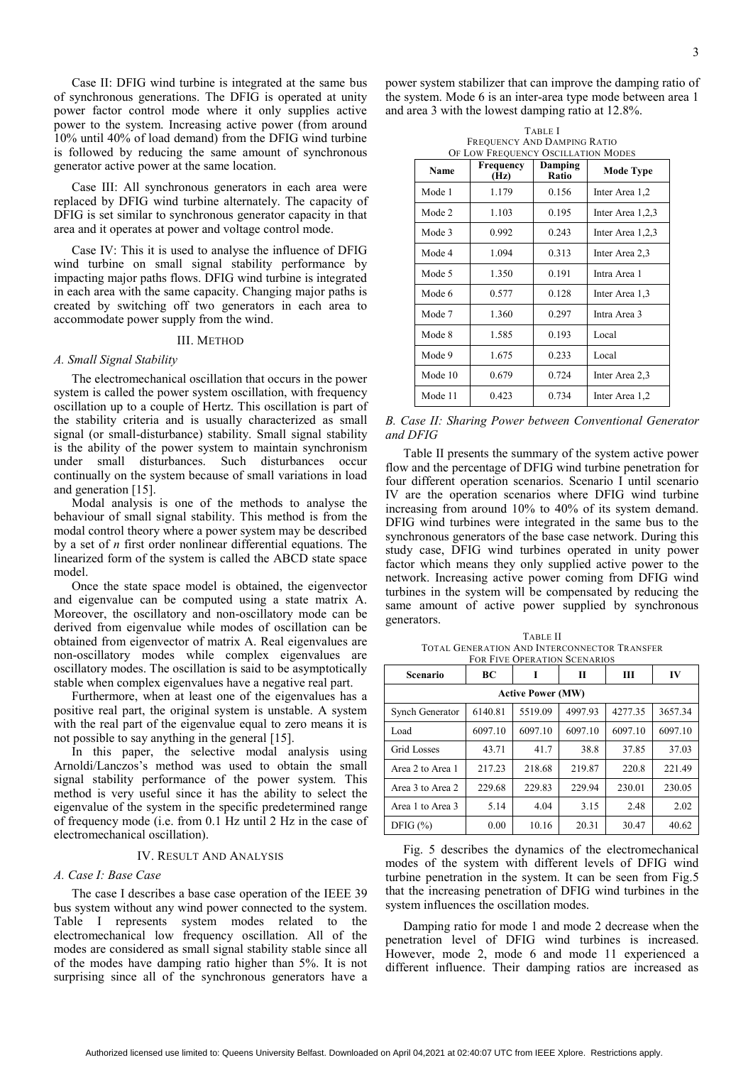Case II: DFIG wind turbine is integrated at the same bus of synchronous generations. The DFIG is operated at unity power factor control mode where it only supplies active power to the system. Increasing active power (from around 10% until 40% of load demand) from the DFIG wind turbine is followed by reducing the same amount of synchronous generator active power at the same location.

Case III: All synchronous generators in each area were replaced by DFIG wind turbine alternately. The capacity of DFIG is set similar to synchronous generator capacity in that area and it operates at power and voltage control mode.

Case IV: This it is used to analyse the influence of DFIG wind turbine on small signal stability performance by impacting major paths flows. DFIG wind turbine is integrated in each area with the same capacity. Changing major paths is created by switching off two generators in each area to accommodate power supply from the wind.

## III. Method

### A. Small Signal Stability

The electromechanical oscillation that occurs in the power system is called the power system oscillation, with frequency oscillation up to a couple of Hertz. This oscillation is part of the stability criteria and is usually characterized as small signal (or small-disturbance) stability. Small signal stability is the ability of the power system to maintain synchronism under small disturbances. Such disturbances occur continually on the system because of small variations in load and generation [15].

Modal analysis is one of the methods to analyse the behaviour of small signal stability. This method is from the modal control theory where a power system may be described by a set of $n$ first order nonlinear differential equations. The linearized form of the system is called the ABCD state space model.

Once the state space model is obtained, the eigenvector and eigenvalue can be computed using a state matrix A. Moreover, the oscillatory and non-oscillatory mode can be derived from eigenvalue while modes of oscillation can be obtained from eigenvector of matrix A. Real eigenvalues are non-oscillatory modes while complex eigenvalues are oscillatory modes. The oscillation is said to be asymptotically stable when complex eigenvalues have a negative real part.

Furthermore, when at least one of the eigenvalues has a positive real part, the original system is unstable. A system with the real part of the eigenvalue equal to zero means it is not possible to say anything in the general [15].

In this paper, the selective modal analysis using Arnoldi/Lanczos's method was used to obtain the small signal stability performance of the power system. This method is very useful since it has the ability to select the eigenvalue of the system in the specific predetermined range of frequency mode (i.e. from 0.1 Hz until 2 Hz in the case of electromechanical oscillation).

## IV. Result And Analysis

### A. Case I: Base Case

The case I describes a base case operation of the IEEE 39 bus system without any wind power connected to the system. Table I represents system modes related to the electromechanical low frequency oscillation. All of the modes are considered as small signal stability stable since all of the modes have damping ratio higher than 5%. It is not surprising since all of the synchronous generators have a power system stabilizer that can improve the damping ratio of the system. Mode 6 is an inter-area type mode between area 1 and area 3 with the lowest damping ratio at 12.8%.

TABLE I
FREQUENCY AND DAMPING RATIO OF LOW FREQUENCY OSCILLATION MODES

| Name | Frequency (Hz) | Damping Ratio | Mode Type |
|---|---|---|---|
| Mode 1 | 1.179 | 0.156 | Inter Area 1,2 |
| Mode 2 | 1.103 | 0.195 | Inter Area 1,2,3 |
| Mode 3 | 0.992 | 0.243 | Inter Area 1,2,3 |
| Mode 4 | 1.094 | 0.313 | Inter Area 2,3 |
| Mode 5 | 1.350 | 0.191 | Intra Area 1 |
| Mode 6 | 0.577 | 0.128 | Inter Area 1,3 |
| Mode 7 | 1.360 | 0.297 | Intra Area 3 |
| Mode 8 | 1.585 | 0.193 | Local |
| Mode 9 | 1.675 | 0.233 | Local |
| Mode 10 | 0.679 | 0.724 | Inter Area 2,3 |
| Mode 11 | 0.423 | 0.734 | Inter Area 1,2 |

### B. Case II: Sharing Power between Conventional Generator and DFIG

Table II presents the summary of the system active power flow and the percentage of DFIG wind turbine penetration for four different operation scenarios. Scenario I until scenario IV are the operation scenarios where DFIG wind turbine increasing from around 10% to 40% of its system demand. DFIG wind turbines were integrated in the same bus to the synchronous generators of the base case network. During this study case, DFIG wind turbines operated in unity power factor which means they only supplied active power to the network. Increasing active power coming from DFIG wind turbines in the system will be compensated by reducing the same amount of active power supplied by synchronous generators.

TABLE II
TOTAL GENERATION AND INTERCONNECTOR TRANSFER FOR FIVE OPERATION SCENARIOS

| Scenario | BC | I | II | III | IV |
|---|---|---|---|---|---|
| **Active Power (MW)** | | | | | |
| Synch Generator | 6140.81 | 5519.09 | 4997.93 | 4277.35 | 3657.34 |
| Load | 6097.10 | 6097.10 | 6097.10 | 6097.10 | 6097.10 |
| Grid Losses | 43.71 | 41.7 | 38.8 | 37.85 | 37.03 |
| Area 2 to Area 1 | 217.23 | 218.68 | 219.87 | 220.8 | 221.49 |
| Area 3 to Area 2 | 229.68 | 229.83 | 229.94 | 230.01 | 230.05 |
| Area 1 to Area 3 | 5.14 | 4.04 | 3.15 | 2.48 | 2.02 |
| DFIG (%) | 0.00 | 10.16 | 20.31 | 30.47 | 40.62 |

Fig. 5 describes the dynamics of the electromechanical modes of the system with different levels of DFIG wind turbine penetration in the system. It can be seen from Fig.5 that the increasing penetration of DFIG wind turbines in the system influences the oscillation modes.

Damping ratio for mode 1 and mode 2 decrease when the penetration level of DFIG wind turbines is increased. However, mode 2, mode 6 and mode 11 experienced a different influence. Their damping ratios are increased as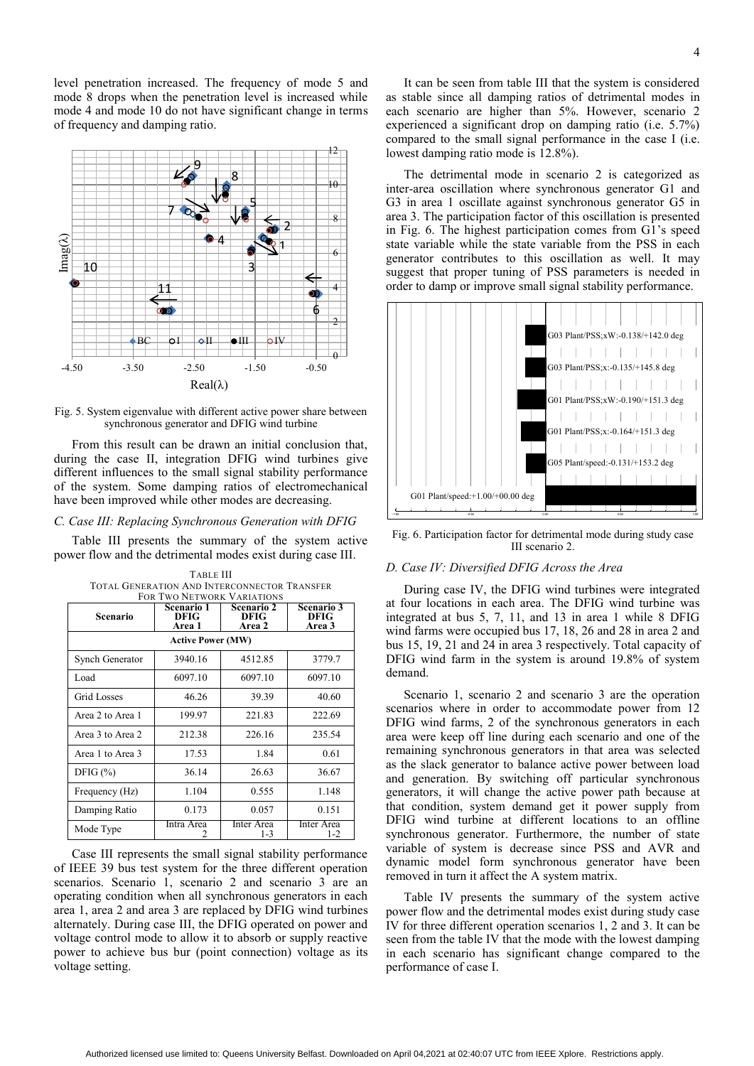level penetration increased. The frequency of mode 5 and mode 8 drops when the penetration level is increased while mode 4 and mode 10 do not have significant change in terms of frequency and damping ratio.

Fig. 5. System eigenvalue with different active power share between synchronous generator and DFIG wind turbine

From this result can be drawn an initial conclusion that, during the case II, integration DFIG wind turbines give different influences to the small signal stability performance of the system. Some damping ratios of electromechanical have been improved while other modes are decreasing.

*C. Case III: Replacing Synchronous Generation with DFIG*

Table III presents the summary of the system active power flow and the detrimental modes exist during case III.

TABLE III
TOTAL GENERATION AND INTERCONNECTOR TRANSFER FOR TWO NETWORK VARIATIONS

| Scenario | Scenario 1 DFIG Area 1 | Scenario 2 DFIG Area 2 | Scenario 3 DFIG Area 3 |
|---|---|---|---|
| **Active Power (MW)** | | | |
| Synch Generator | 3940.16 | 4512.85 | 3779.7 |
| Load | 6097.10 | 6097.10 | 6097.10 |
| Grid Losses | 46.26 | 39.39 | 40.60 |
| Area 2 to Area 1 | 199.97 | 221.83 | 222.69 |
| Area 3 to Area 2 | 212.38 | 226.16 | 235.54 |
| Area 1 to Area 3 | 17.53 | 1.84 | 0.61 |
| DFIG (%) | 36.14 | 26.63 | 36.67 |
| Frequency (Hz) | 1.104 | 0.555 | 1.148 |
| Damping Ratio | 0.173 | 0.057 | 0.151 |
| Mode Type | Intra Area 2 | Inter Area 1-3 | Inter Area 1-2 |

Case III represents the small signal stability performance of IEEE 39 bus test system for the three different operation scenarios. Scenario 1, scenario 2 and scenario 3 are an operating condition when all synchronous generators in each area 1, area 2 and area 3 are replaced by DFIG wind turbines alternately. During case III, the DFIG operated on power and voltage control mode to allow it to absorb or supply reactive power to achieve bus bur (point connection) voltage as its voltage setting.

It can be seen from table III that the system is considered as stable since all damping ratios of detrimental modes in each scenario are higher than 5%. However, scenario 2 experienced a significant drop on damping ratio (i.e. 5.7%) compared to the small signal performance in the case I (i.e. lowest damping ratio mode is 12.8%).

The detrimental mode in scenario 2 is categorized as inter-area oscillation where synchronous generator G1 and G3 in area 1 oscillate against synchronous generator G5 in area 3. The participation factor of this oscillation is presented in Fig. 6. The highest participation comes from G1's speed state variable while the state variable from the PSS in each generator contributes to this oscillation as well. It may suggest that proper tuning of PSS parameters is needed in order to damp or improve small signal stability performance.

Fig. 6. Participation factor for detrimental mode during study case III scenario 2.

*D. Case IV: Diversified DFIG Across the Area*

During case IV, the DFIG wind turbines were integrated at four locations in each area. The DFIG wind turbine was integrated at bus 5, 7, 11, and 13 in area 1 while 8 DFIG wind farms were occupied bus 17, 18, 26 and 28 in area 2 and bus 15, 19, 21 and 24 in area 3 respectively. Total capacity of DFIG wind farm in the system is around 19.8% of system demand.

Scenario 1, scenario 2 and scenario 3 are the operation scenarios where in order to accommodate power from 12 DFIG wind farms, 2 of the synchronous generators in each area were keep off line during each scenario and one of the remaining synchronous generators in that area was selected as the slack generator to balance active power between load and generation. By switching off particular synchronous generators, it will change the active power path because at that condition, system demand get it power supply from DFIG wind turbine at different locations to an offline synchronous generator. Furthermore, the number of state variable of system is decrease since PSS and AVR and dynamic model form synchronous generator have been removed in turn it affect the A system matrix.

Table IV presents the summary of the system active power flow and the detrimental modes exist during study case IV for three different operation scenarios 1, 2 and 3. It can be seen from the table IV that the mode with the lowest damping in each scenario has significant change compared to the performance of case I.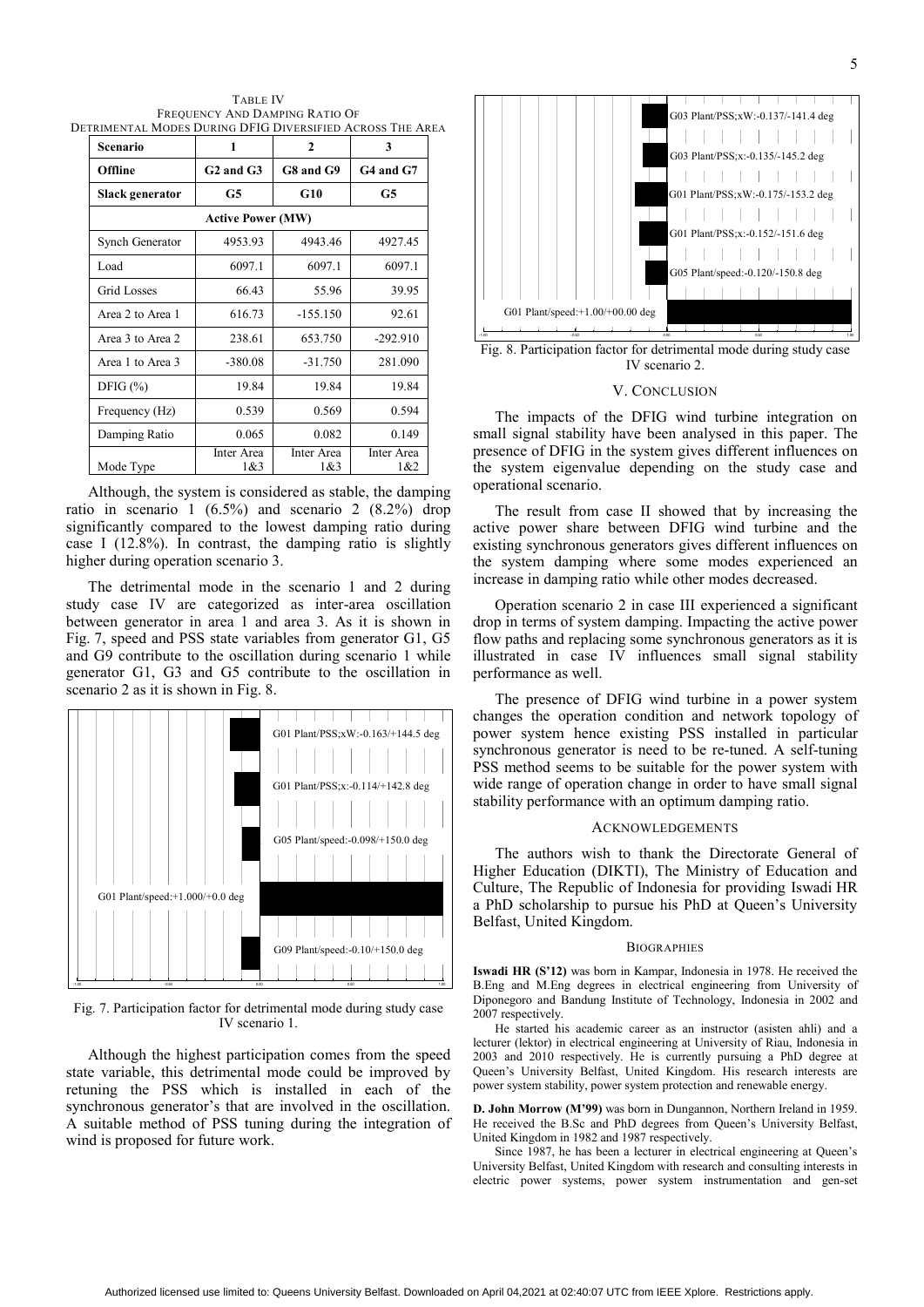TABLE IV
FREQUENCY AND DAMPING RATIO OF
DETRIMENTAL MODES DURING DFIG DIVERSIFIED ACROSS THE AREA

| Scenario | 1 | 2 | 3 |
|---|---|---|---|
| **Offline** | **G2 and G3** | **G8 and G9** | **G4 and G7** |
| **Slack generator** | **G5** | **G10** | **G5** |
| **Active Power (MW)** | | | |
| Synch Generator | 4953.93 | 4943.46 | 4927.45 |
| Load | 6097.1 | 6097.1 | 6097.1 |
| Grid Losses | 66.43 | 55.96 | 39.95 |
| Area 2 to Area 1 | 616.73 | -155.150 | 92.61 |
| Area 3 to Area 2 | 238.61 | 653.750 | -292.910 |
| Area 1 to Area 3 | -380.08 | -31.750 | 281.090 |
| DFIG (%) | 19.84 | 19.84 | 19.84 |
| Frequency (Hz) | 0.539 | 0.569 | 0.594 |
| Damping Ratio | 0.065 | 0.082 | 0.149 |
| Mode Type | Inter Area 1&3 | Inter Area 1&3 | Inter Area 1&2 |

Although, the system is considered as stable, the damping ratio in scenario 1 (6.5%) and scenario 2 (8.2%) drop significantly compared to the lowest damping ratio during case I (12.8%). In contrast, the damping ratio is slightly higher during operation scenario 3.

The detrimental mode in the scenario 1 and 2 during study case IV are categorized as inter-area oscillation between generator in area 1 and area 3. As it is shown in Fig. 7, speed and PSS state variables from generator G1, G5 and G9 contribute to the oscillation during scenario 1 while generator G1, G3 and G5 contribute to the oscillation in scenario 2 as it is shown in Fig. 8.

G01 Plant/PSS;xW:-0.163/+144.5 deg
G01 Plant/PSS;x:-0.114/+142.8 deg
G05 Plant/speed:-0.098/+150.0 deg
G01 Plant/speed:+1.000/+0.0 deg
G09 Plant/speed:-0.10/+150.0 deg

Fig. 7. Participation factor for detrimental mode during study case IV scenario 1.

Although the highest participation comes from the speed state variable, this detrimental mode could be improved by retuning the PSS which is installed in each of the synchronous generator's that are involved in the oscillation. A suitable method of PSS tuning during the integration of wind is proposed for future work.

G03 Plant/PSS;xW:-0.137/-141.4 deg
G03 Plant/PSS;x:-0.135/-145.2 deg
G01 Plant/PSS;xW:-0.175/-153.2 deg
G01 Plant/PSS;x:-0.152/-151.6 deg
G05 Plant/speed:-0.120/-150.8 deg
G01 Plant/speed:+1.00/+00.00 deg

Fig. 8. Participation factor for detrimental mode during study case IV scenario 2.

## V. CONCLUSION

The impacts of the DFIG wind turbine integration on small signal stability have been analysed in this paper. The presence of DFIG in the system gives different influences on the system eigenvalue depending on the study case and operational scenario.

The result from case II showed that by increasing the active power share between DFIG wind turbine and the existing synchronous generators gives different influences on the system damping where some modes experienced an increase in damping ratio while other modes decreased.

Operation scenario 2 in case III experienced a significant drop in terms of system damping. Impacting the active power flow paths and replacing some synchronous generators as it is illustrated in case IV influences small signal stability performance as well.

The presence of DFIG wind turbine in a power system changes the operation condition and network topology of power system hence existing PSS installed in particular synchronous generator is need to be re-tuned. A self-tuning PSS method seems to be suitable for the power system with wide range of operation change in order to have small signal stability performance with an optimum damping ratio.

## ACKNOWLEDGEMENTS

The authors wish to thank the Directorate General of Higher Education (DIKTI), The Ministry of Education and Culture, The Republic of Indonesia for providing Iswadi HR a PhD scholarship to pursue his PhD at Queen's University Belfast, United Kingdom.

## BIOGRAPHIES

**Iswadi HR (S'12)** was born in Kampar, Indonesia in 1978. He received the B.Eng and M.Eng degrees in electrical engineering from University of Diponegoro and Bandung Institute of Technology, Indonesia in 2002 and 2007 respectively.

He started his academic career as an instructor (asisten ahli) and a lecturer (lektor) in electrical engineering at University of Riau, Indonesia in 2003 and 2010 respectively. He is currently pursuing a PhD degree at Queen's University Belfast, United Kingdom. His research interests are power system stability, power system protection and renewable energy.

**D. John Morrow (M'99)** was born in Dungannon, Northern Ireland in 1959. He received the B.Sc and PhD degrees from Queen's University Belfast, United Kingdom in 1982 and 1987 respectively.

Since 1987, he has been a lecturer in electrical engineering at Queen's University Belfast, United Kingdom with research and consulting interests in electric power systems, power system instrumentation and gen-set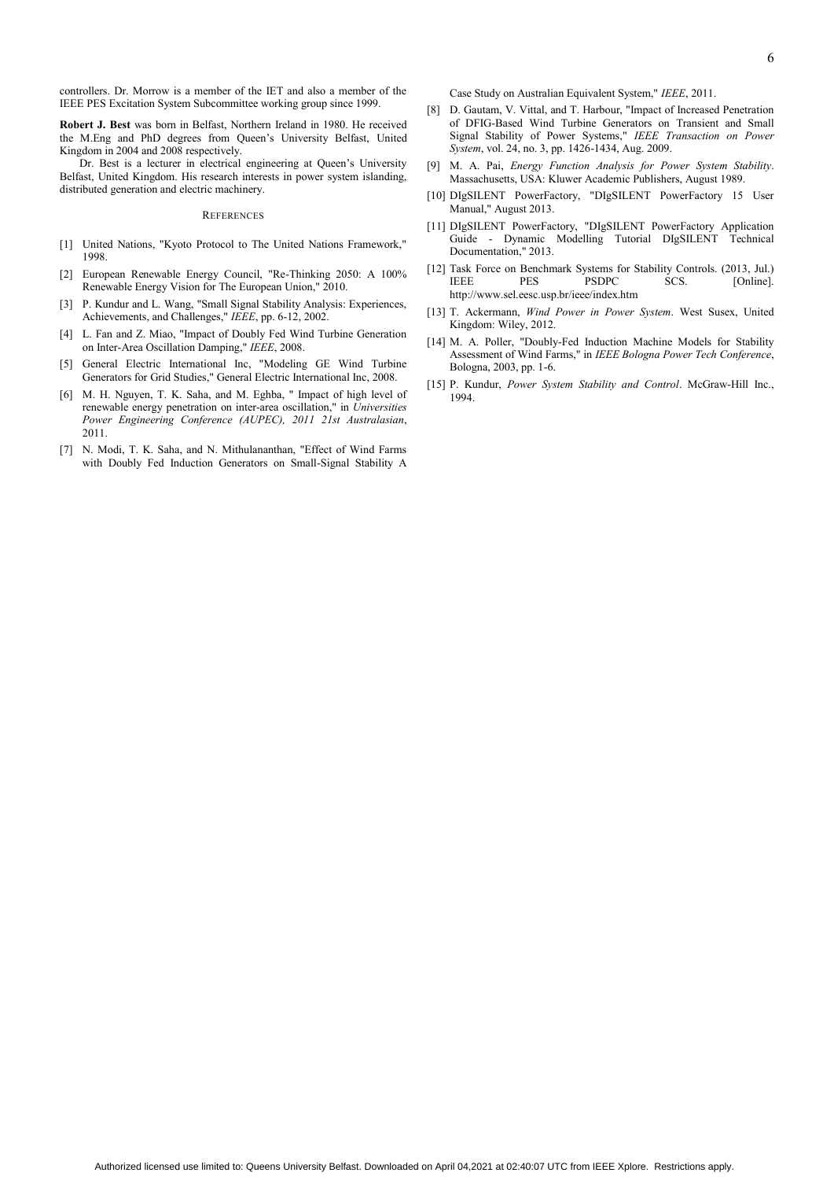controllers. Dr. Morrow is a member of the IET and also a member of the IEEE PES Excitation System Subcommittee working group since 1999.

**Robert J. Best** was born in Belfast, Northern Ireland in 1980. He received the M.Eng and PhD degrees from Queen's University Belfast, United Kingdom in 2004 and 2008 respectively.

Dr. Best is a lecturer in electrical engineering at Queen's University Belfast, United Kingdom. His research interests in power system islanding, distributed generation and electric machinery.

## REFERENCES

[1] United Nations, "Kyoto Protocol to The United Nations Framework," 1998.

[2] European Renewable Energy Council, "Re-Thinking 2050: A 100% Renewable Energy Vision for The European Union," 2010.

[3] P. Kundur and L. Wang, "Small Signal Stability Analysis: Experiences, Achievements, and Challenges," *IEEE*, pp. 6-12, 2002.

[4] L. Fan and Z. Miao, "Impact of Doubly Fed Wind Turbine Generation on Inter-Area Oscillation Damping," *IEEE*, 2008.

[5] General Electric International Inc, "Modeling GE Wind Turbine Generators for Grid Studies," General Electric International Inc, 2008.

[6] M. H. Nguyen, T. K. Saha, and M. Eghba, " Impact of high level of renewable energy penetration on inter-area oscillation," in *Universities Power Engineering Conference (AUPEC), 2011 21st Australasian*, 2011.

[7] N. Modi, T. K. Saha, and N. Mithulananthan, "Effect of Wind Farms with Doubly Fed Induction Generators on Small-Signal Stability A Case Study on Australian Equivalent System," *IEEE*, 2011.

[8] D. Gautam, V. Vittal, and T. Harbour, "Impact of Increased Penetration of DFIG-Based Wind Turbine Generators on Transient and Small Signal Stability of Power Systems," *IEEE Transaction on Power System*, vol. 24, no. 3, pp. 1426-1434, Aug. 2009.

[9] M. A. Pai, *Energy Function Analysis for Power System Stability*. Massachusetts, USA: Kluwer Academic Publishers, August 1989.

[10] DIgSILENT PowerFactory, "DIgSILENT PowerFactory 15 User Manual," August 2013.

[11] DIgSILENT PowerFactory, "DIgSILENT PowerFactory Application Guide - Dynamic Modelling Tutorial DIgSILENT Technical Documentation," 2013.

[12] Task Force on Benchmark Systems for Stability Controls. (2013, Jul.) IEEE PES PSDPC SCS. [Online]. http://www.sel.eesc.usp.br/ieee/index.htm

[13] T. Ackermann, *Wind Power in Power System*. West Susex, United Kingdom: Wiley, 2012.

[14] M. A. Poller, "Doubly-Fed Induction Machine Models for Stability Assessment of Wind Farms," in *IEEE Bologna Power Tech Conference*, Bologna, 2003, pp. 1-6.

[15] P. Kundur, *Power System Stability and Control*. McGraw-Hill Inc., 1994.